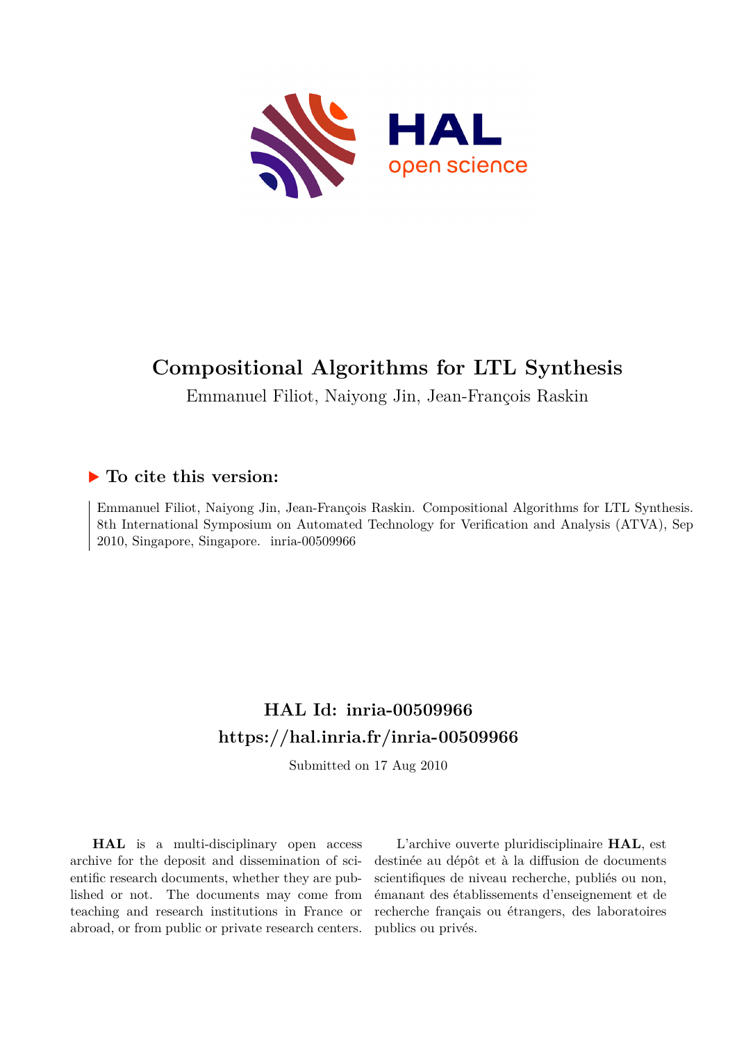# Compositional Algorithms for LTL Synthesis

Emmanuel Filiot, Naiyong Jin, Jean-François Raskin

## ▶ To cite this version:

Emmanuel Filiot, Naiyong Jin, Jean-François Raskin. Compositional Algorithms for LTL Synthesis. 8th International Symposium on Automated Technology for Verification and Analysis (ATVA), Sep 2010, Singapore, Singapore. inria-00509966

## HAL Id: inria-00509966

## https://hal.inria.fr/inria-00509966

Submitted on 17 Aug 2010

**HAL** is a multi-disciplinary open access archive for the deposit and dissemination of scientific research documents, whether they are published or not. The documents may come from teaching and research institutions in France or abroad, or from public or private research centers.

L'archive ouverte pluridisciplinaire **HAL**, est destinée au dépôt et à la diffusion de documents scientifiques de niveau recherche, publiés ou non, émanant des établissements d'enseignement et de recherche français ou étrangers, des laboratoires publics ou privés.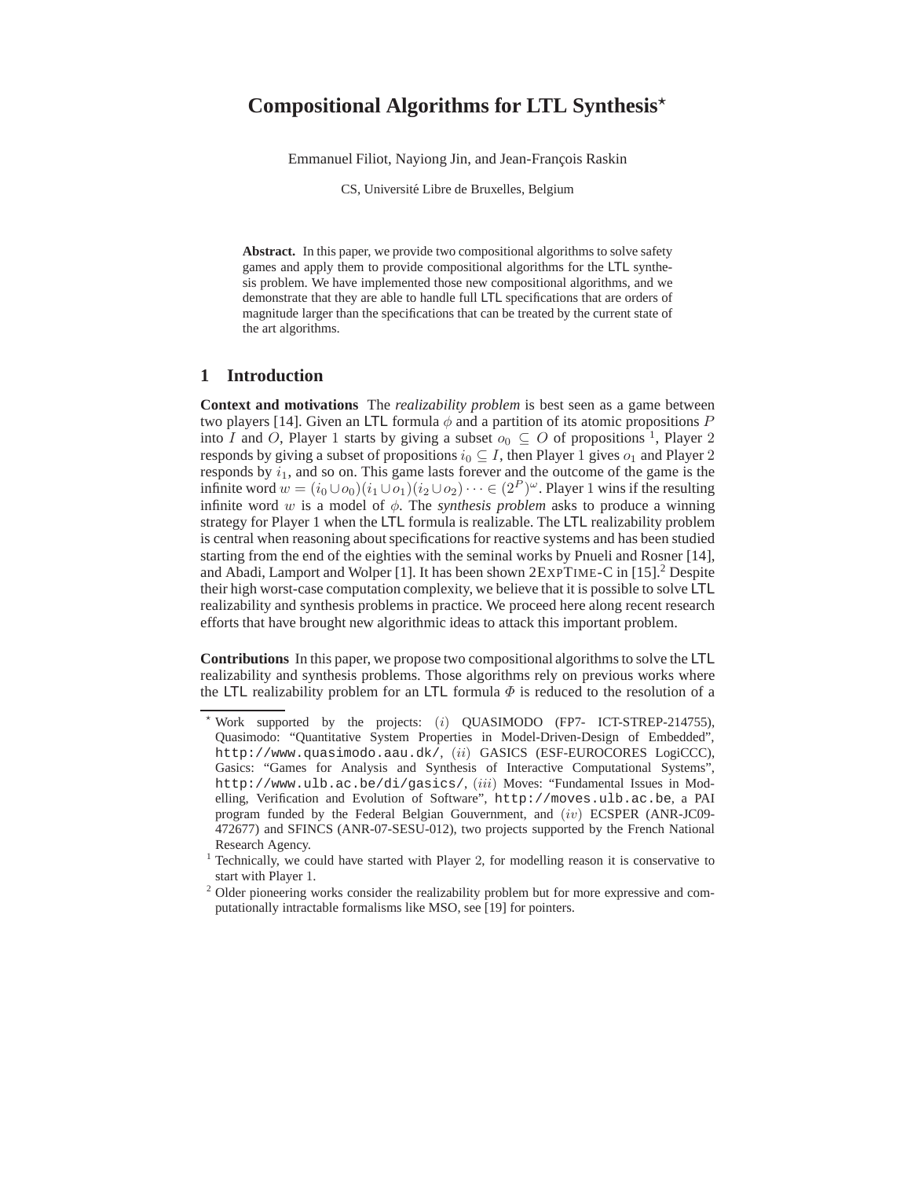# Compositional Algorithms for LTL Synthesis*

Emmanuel Filiot, Nayiong Jin, and Jean-François Raskin

CS, Université Libre de Bruxelles, Belgium

**Abstract.** In this paper, we provide two compositional algorithms to solve safety games and apply them to provide compositional algorithms for the LTL synthesis problem. We have implemented those new compositional algorithms, and we demonstrate that they are able to handle full LTL specifications that are orders of magnitude larger than the specifications that can be treated by the current state of the art algorithms.

## 1 Introduction

**Context and motivations** The *realizability problem* is best seen as a game between two players [14]. Given an LTL formula $\phi$ and a partition of its atomic propositions $P$ into $I$ and $O$, Player 1 starts by giving a subset $o_0 \subseteq O$ of propositions [1], Player 2 responds by giving a subset of propositions $i_0 \subseteq I$, then Player 1 gives $o_1$ and Player 2 responds by $i_1$, and so on. This game lasts forever and the outcome of the game is the infinite word $w = (i_0 \cup o_0)(i_1 \cup o_1)(i_2 \cup o_2) \cdots \in (2^P)^\omega$. Player 1 wins if the resulting infinite word $w$ is a model of $\phi$. The *synthesis problem* asks to produce a winning strategy for Player 1 when the LTL formula is realizable. The LTL realizability problem is central when reasoning about specifications for reactive systems and has been studied starting from the end of the eighties with the seminal works by Pnueli and Rosner [14], and Abadi, Lamport and Wolper [1]. It has been shown 2EXPTIME-C in [15].[2] Despite their high worst-case computation complexity, we believe that it is possible to solve LTL realizability and synthesis problems in practice. We proceed here along recent research efforts that have brought new algorithmic ideas to attack this important problem.

**Contributions** In this paper, we propose two compositional algorithms to solve the LTL realizability and synthesis problems. Those algorithms rely on previous works where the LTL realizability problem for an LTL formula $\Phi$ is reduced to the resolution of a

---

* Work supported by the projects: $(i)$ QUASIMODO (FP7- ICT-STREP-214755), Quasimodo: "Quantitative System Properties in Model-Driven-Design of Embedded", http://www.quasimodo.aau.dk/, $(ii)$ GASICS (ESF-EUROCORES LogiCCC), Gasics: "Games for Analysis and Synthesis of Interactive Computational Systems", http://www.ulb.ac.be/di/gasics/, $(iii)$ Moves: "Fundamental Issues in Modelling, Verification and Evolution of Software", http://moves.ulb.ac.be, a PAI program funded by the Federal Belgian Gouvernment, and $(iv)$ ECSPER (ANR-JC09-472677) and SFINCS (ANR-07-SESU-012), two projects supported by the French National Research Agency.

[1] Technically, we could have started with Player 2, for modelling reason it is conservative to start with Player 1.

[2] Older pioneering works consider the realizability problem but for more expressive and computationally intractable formalisms like MSO, see [19] for pointers.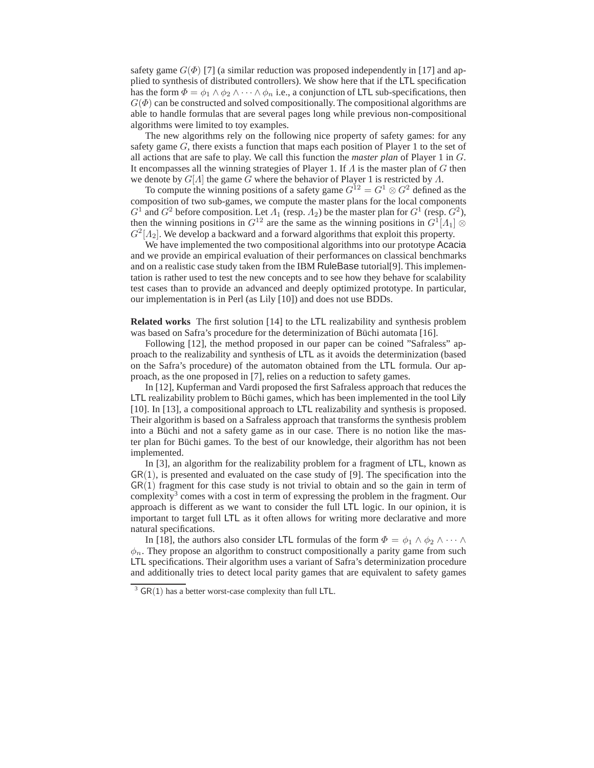safety game $G(\Phi)$ [7] (a similar reduction was proposed independently in [17] and applied to synthesis of distributed controllers). We show here that if the LTL specification has the form $\Phi = \phi_1 \wedge \phi_2 \wedge \cdots \wedge \phi_n$ i.e., a conjunction of LTL sub-specifications, then $G(\Phi)$ can be constructed and solved compositionally. The compositional algorithms are able to handle formulas that are several pages long while previous non-compositional algorithms were limited to toy examples.

The new algorithms rely on the following nice property of safety games: for any safety game $G$, there exists a function that maps each position of Player 1 to the set of all actions that are safe to play. We call this function the *master plan* of Player 1 in $G$. It encompasses all the winning strategies of Player 1. If $\Lambda$ is the master plan of $G$ then we denote by $G[\Lambda]$ the game $G$ where the behavior of Player 1 is restricted by $\Lambda$.

To compute the winning positions of a safety game $G^{12} = G^1 \otimes G^2$ defined as the composition of two sub-games, we compute the master plans for the local components $G^1$ and $G^2$ before composition. Let $\Lambda_1$ (resp. $\Lambda_2$) be the master plan for $G^1$ (resp. $G^2$), then the winning positions in $G^{12}$ are the same as the winning positions in $G^1[\Lambda_1] \otimes G^2[\Lambda_2]$. We develop a backward and a forward algorithms that exploit this property.

We have implemented the two compositional algorithms into our prototype Acacia and we provide an empirical evaluation of their performances on classical benchmarks and on a realistic case study taken from the IBM RuleBase tutorial[9]. This implementation is rather used to test the new concepts and to see how they behave for scalability test cases than to provide an advanced and deeply optimized prototype. In particular, our implementation is in Perl (as Lily [10]) and does not use BDDs.

**Related works** The first solution [14] to the LTL realizability and synthesis problem was based on Safra's procedure for the determinization of Büchi automata [16].

Following [12], the method proposed in our paper can be coined "Safraless" approach to the realizability and synthesis of LTL as it avoids the determinization (based on the Safra's procedure) of the automaton obtained from the LTL formula. Our approach, as the one proposed in [7], relies on a reduction to safety games.

In [12], Kupferman and Vardi proposed the first Safraless approach that reduces the LTL realizability problem to Büchi games, which has been implemented in the tool Lily [10]. In [13], a compositional approach to LTL realizability and synthesis is proposed. Their algorithm is based on a Safraless approach that transforms the synthesis problem into a Büchi and not a safety game as in our case. There is no notion like the master plan for Büchi games. To the best of our knowledge, their algorithm has not been implemented.

In [3], an algorithm for the realizability problem for a fragment of LTL, known as GR(1), is presented and evaluated on the case study of [9]. The specification into the GR(1) fragment for this case study is not trivial to obtain and so the gain in term of complexity[3] comes with a cost in term of expressing the problem in the fragment. Our approach is different as we want to consider the full LTL logic. In our opinion, it is important to target full LTL as it often allows for writing more declarative and more natural specifications.

In [18], the authors also consider LTL formulas of the form $\Phi = \phi_1 \wedge \phi_2 \wedge \cdots \wedge \phi_n$. They propose an algorithm to construct compositionally a parity game from such LTL specifications. Their algorithm uses a variant of Safra's determinization procedure and additionally tries to detect local parity games that are equivalent to safety games

[3] GR(1) has a better worst-case complexity than full LTL.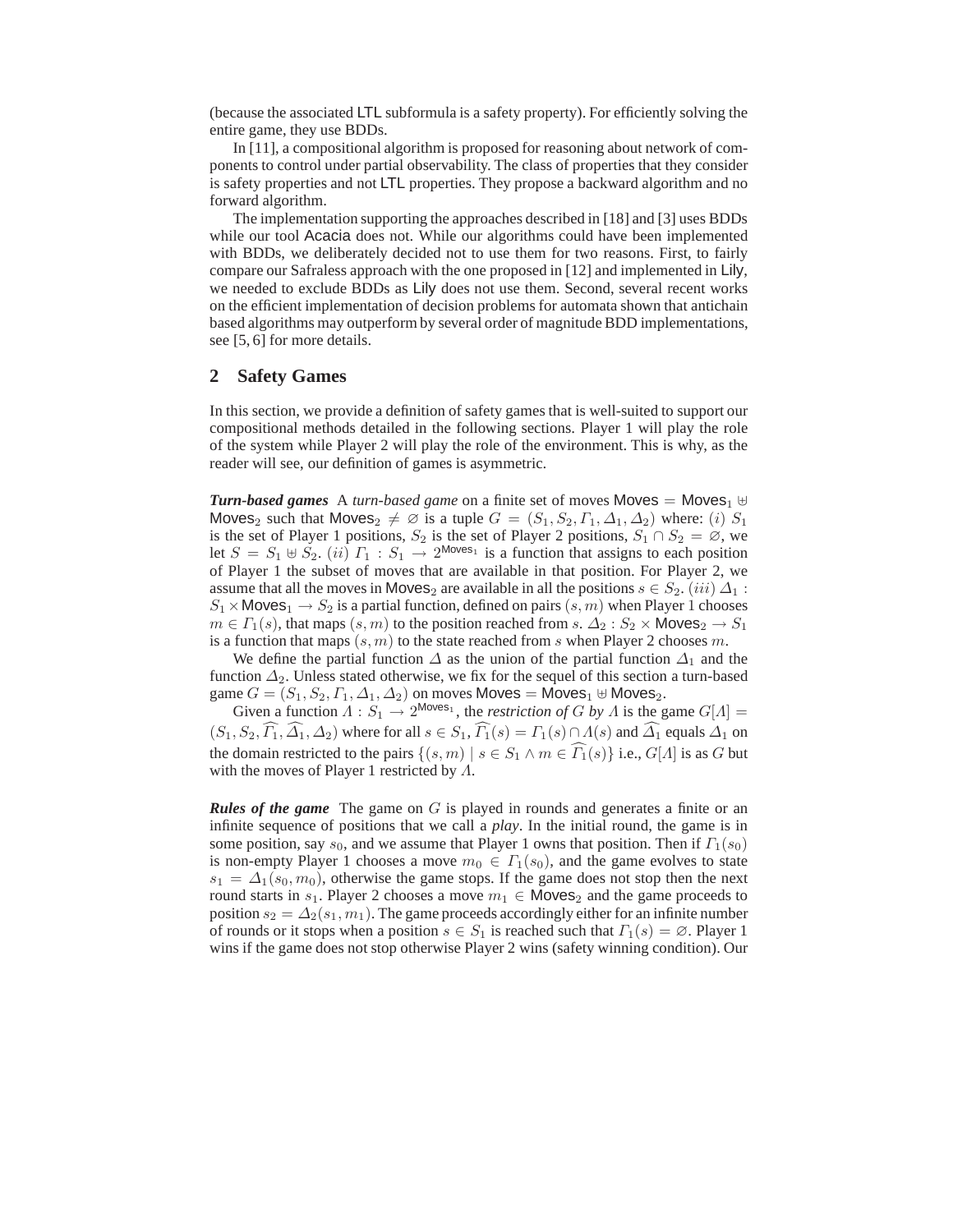(because the associated LTL subformula is a safety property). For efficiently solving the entire game, they use BDDs.

In [11], a compositional algorithm is proposed for reasoning about network of components to control under partial observability. The class of properties that they consider is safety properties and not LTL properties. They propose a backward algorithm and no forward algorithm.

The implementation supporting the approaches described in [18] and [3] uses BDDs while our tool Acacia does not. While our algorithms could have been implemented with BDDs, we deliberately decided not to use them for two reasons. First, to fairly compare our Safraless approach with the one proposed in [12] and implemented in Lily, we needed to exclude BDDs as Lily does not use them. Second, several recent works on the efficient implementation of decision problems for automata shown that antichain based algorithms may outperform by several order of magnitude BDD implementations, see [5, 6] for more details.

## 2 Safety Games

In this section, we provide a definition of safety games that is well-suited to support our compositional methods detailed in the following sections. Player 1 will play the role of the system while Player 2 will play the role of the environment. This is why, as the reader will see, our definition of games is asymmetric.

***Turn-based games*** A *turn-based game* on a finite set of moves $\mathsf{Moves} = \mathsf{Moves}_1 \uplus \mathsf{Moves}_2$ such that $\mathsf{Moves}_2 \neq \varnothing$ is a tuple $G = (S_1, S_2, \Gamma_1, \Delta_1, \Delta_2)$ where: $(i)$ $S_1$ is the set of Player 1 positions, $S_2$ is the set of Player 2 positions, $S_1 \cap S_2 = \varnothing$, we let $S = S_1 \uplus S_2$. $(ii)$ $\Gamma_1 : S_1 \to 2^{\mathsf{Moves}_1}$ is a function that assigns to each position of Player 1 the subset of moves that are available in that position. For Player 2, we assume that all the moves in $\mathsf{Moves}_2$ are available in all the positions $s \in S_2$. $(iii)$ $\Delta_1 : S_1 \times \mathsf{Moves}_1 \to S_2$ is a partial function, defined on pairs $(s, m)$ when Player 1 chooses $m \in \Gamma_1(s)$, that maps $(s, m)$ to the position reached from $s$. $\Delta_2 : S_2 \times \mathsf{Moves}_2 \to S_1$ is a function that maps $(s, m)$ to the state reached from $s$ when Player 2 chooses $m$.

We define the partial function $\Delta$ as the union of the partial function $\Delta_1$ and the function $\Delta_2$. Unless stated otherwise, we fix for the sequel of this section a turn-based game $G = (S_1, S_2, \Gamma_1, \Delta_1, \Delta_2)$ on moves $\mathsf{Moves} = \mathsf{Moves}_1 \uplus \mathsf{Moves}_2$.

Given a function $\Lambda : S_1 \to 2^{\mathsf{Moves}_1}$, the *restriction of $G$ by $\Lambda$* is the game $G[\Lambda] = (S_1, S_2, \widehat{\Gamma_1}, \widehat{\Delta_1}, \Delta_2)$ where for all $s \in S_1$, $\widehat{\Gamma_1}(s) = \Gamma_1(s) \cap \Lambda(s)$ and $\widehat{\Delta_1}$ equals $\Delta_1$ on the domain restricted to the pairs $\{(s, m) \mid s \in S_1 \wedge m \in \widehat{\Gamma_1}(s)\}$ i.e., $G[\Lambda]$ is as $G$ but with the moves of Player 1 restricted by $\Lambda$.

***Rules of the game*** The game on $G$ is played in rounds and generates a finite or an infinite sequence of positions that we call a *play*. In the initial round, the game is in some position, say $s_0$, and we assume that Player 1 owns that position. Then if $\Gamma_1(s_0)$ is non-empty Player 1 chooses a move $m_0 \in \Gamma_1(s_0)$, and the game evolves to state $s_1 = \Delta_1(s_0, m_0)$, otherwise the game stops. If the game does not stop then the next round starts in $s_1$. Player 2 chooses a move $m_1 \in \mathsf{Moves}_2$ and the game proceeds to position $s_2 = \Delta_2(s_1, m_1)$. The game proceeds accordingly either for an infinite number of rounds or it stops when a position $s \in S_1$ is reached such that $\Gamma_1(s) = \varnothing$. Player 1 wins if the game does not stop otherwise Player 2 wins (safety winning condition). Our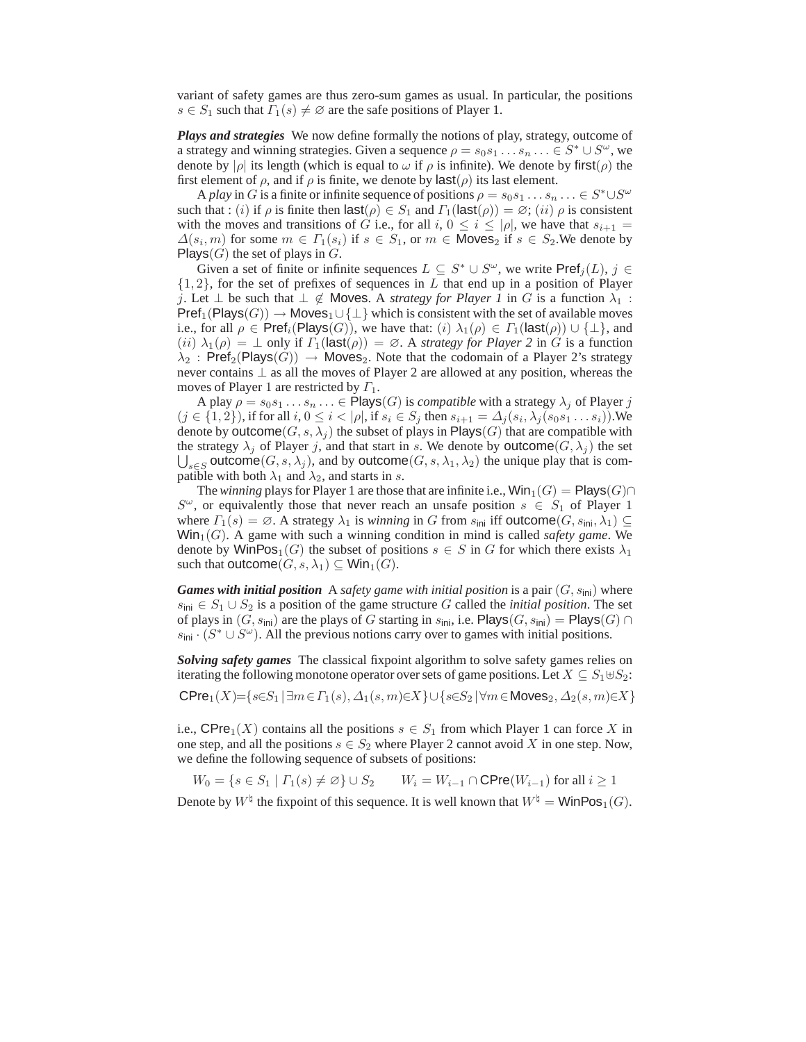variant of safety games are thus zero-sum games as usual. In particular, the positions $s \in S_1$ such that $\Gamma_1(s) \neq \varnothing$ are the safe positions of Player 1.

***Plays and strategies*** We now define formally the notions of play, strategy, outcome of a strategy and winning strategies. Given a sequence $\rho = s_0 s_1 \dots s_n \dots \in S^* \cup S^\omega$, we denote by $|\rho|$ its length (which is equal to $\omega$ if $\rho$ is infinite). We denote by $\mathsf{first}(\rho)$ the first element of $\rho$, and if $\rho$ is finite, we denote by $\mathsf{last}(\rho)$ its last element.

A *play* in $G$ is a finite or infinite sequence of positions $\rho = s_0 s_1 \dots s_n \dots \in S^* \cup S^\omega$ such that : $(i)$ if $\rho$ is finite then $\mathsf{last}(\rho) \in S_1$ and $\Gamma_1(\mathsf{last}(\rho)) = \varnothing$; $(ii)$ $\rho$ is consistent with the moves and transitions of $G$ i.e., for all $i$, $0 \leq i \leq |\rho|$, we have that $s_{i+1} = \Delta(s_i, m)$ for some $m \in \Gamma_1(s_i)$ if $s \in S_1$, or $m \in \mathsf{Moves}_2$ if $s \in S_2$.We denote by $\mathsf{Plays}(G)$ the set of plays in $G$.

Given a set of finite or infinite sequences $L \subseteq S^* \cup S^\omega$, we write $\mathsf{Pref}_j(L)$, $j \in \{1, 2\}$, for the set of prefixes of sequences in $L$ that end up in a position of Player $j$. Let $\bot$ be such that $\bot \notin \mathsf{Moves}$. A *strategy for Player 1* in $G$ is a function $\lambda_1 : \mathsf{Pref}_1(\mathsf{Plays}(G)) \to \mathsf{Moves}_1 \cup \{\bot\}$ which is consistent with the set of available moves i.e., for all $\rho \in \mathsf{Pref}_i(\mathsf{Plays}(G))$, we have that: $(i)$ $\lambda_1(\rho) \in \Gamma_1(\mathsf{last}(\rho)) \cup \{\bot\}$, and $(ii)$ $\lambda_1(\rho) = \bot$ only if $\Gamma_1(\mathsf{last}(\rho)) = \varnothing$. A *strategy for Player 2* in $G$ is a function $\lambda_2 : \mathsf{Pref}_2(\mathsf{Plays}(G)) \to \mathsf{Moves}_2$. Note that the codomain of a Player 2's strategy never contains $\bot$ as all the moves of Player 2 are allowed at any position, whereas the moves of Player 1 are restricted by $\Gamma_1$.

A play $\rho = s_0 s_1 \dots s_n \dots \in \mathsf{Plays}(G)$ is *compatible* with a strategy $\lambda_j$ of Player $j$ ($j \in \{1, 2\}$), if for all $i$, $0 \leq i < |\rho|$, if $s_i \in S_j$ then $s_{i+1} = \Delta_j(s_i, \lambda_j(s_0 s_1 \dots s_i))$.We denote by $\mathsf{outcome}(G, s, \lambda_j)$ the subset of plays in $\mathsf{Plays}(G)$ that are compatible with the strategy $\lambda_j$ of Player $j$, and that start in $s$. We denote by $\mathsf{outcome}(G, \lambda_j)$ the set $\bigcup_{s \in S} \mathsf{outcome}(G, s, \lambda_j)$, and by $\mathsf{outcome}(G, s, \lambda_1, \lambda_2)$ the unique play that is compatible with both $\lambda_1$ and $\lambda_2$, and starts in $s$.

The *winning* plays for Player 1 are those that are infinite i.e., $\mathsf{Win}_1(G) = \mathsf{Plays}(G) \cap S^\omega$, or equivalently those that never reach an unsafe position $s \in S_1$ of Player 1 where $\Gamma_1(s) = \varnothing$. A strategy $\lambda_1$ is *winning* in $G$ from $s_{\mathsf{ini}}$ iff $\mathsf{outcome}(G, s_{\mathsf{ini}}, \lambda_1) \subseteq \mathsf{Win}_1(G)$. A game with such a winning condition in mind is called *safety game*. We denote by $\mathsf{WinPos}_1(G)$ the subset of positions $s \in S$ in $G$ for which there exists $\lambda_1$ such that $\mathsf{outcome}(G, s, \lambda_1) \subseteq \mathsf{Win}_1(G)$.

***Games with initial position*** A *safety game with initial position* is a pair $(G, s_{\mathsf{ini}})$ where $s_{\mathsf{ini}} \in S_1 \cup S_2$ is a position of the game structure $G$ called the *initial position*. The set of plays in $(G, s_{\mathsf{ini}})$ are the plays of $G$ starting in $s_{\mathsf{ini}}$, i.e. $\mathsf{Plays}(G, s_{\mathsf{ini}}) = \mathsf{Plays}(G) \cap s_{\mathsf{ini}} \cdot (S^* \cup S^\omega)$. All the previous notions carry over to games with initial positions.

***Solving safety games*** The classical fixpoint algorithm to solve safety games relies on iterating the following monotone operator over sets of game positions. Let $X \subseteq S_1 \uplus S_2$:

$$\mathsf{CPre}_1(X) = \{s \in S_1 \mid \exists m \in \Gamma_1(s), \Delta_1(s, m) \in X\} \cup \{s \in S_2 \mid \forall m \in \mathsf{Moves}_2, \Delta_2(s, m) \in X\}$$

i.e., $\mathsf{CPre}_1(X)$ contains all the positions $s \in S_1$ from which Player 1 can force $X$ in one step, and all the positions $s \in S_2$ where Player 2 cannot avoid $X$ in one step. Now, we define the following sequence of subsets of positions:

$$W_0 = \{s \in S_1 \mid \Gamma_1(s) \neq \varnothing\} \cup S_2 \qquad W_i = W_{i-1} \cap \mathsf{CPre}(W_{i-1}) \text{ for all } i \geq 1$$

Denote by $W^\natural$ the fixpoint of this sequence. It is well known that $W^\natural = \mathsf{WinPos}_1(G)$.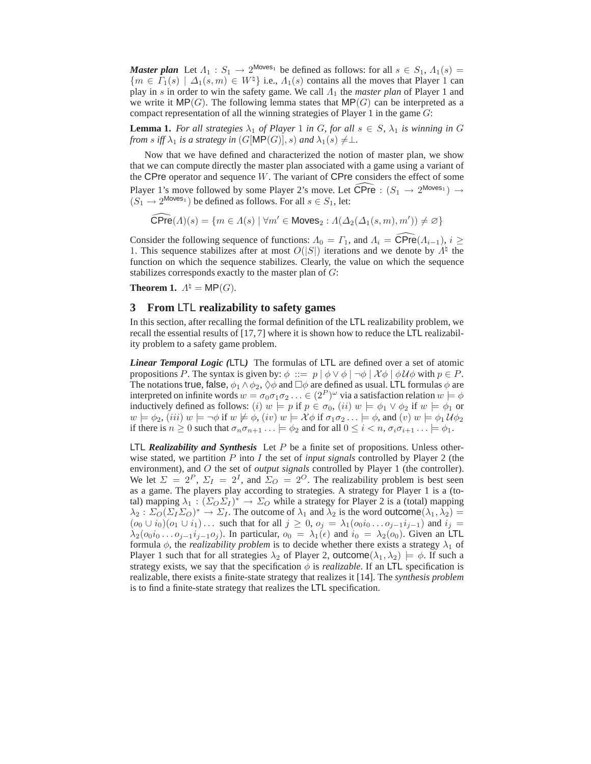***Master plan*** Let $\Lambda_1 : S_1 \rightarrow 2^{\mathsf{Moves}_1}$ be defined as follows: for all $s \in S_1$, $\Lambda_1(s) = \{m \in \Gamma_1(s) \mid \Delta_1(s,m) \in W^\natural\}$ i.e., $\Lambda_1(s)$ contains all the moves that Player 1 can play in $s$ in order to win the safety game. We call $\Lambda_1$ the *master plan* of Player 1 and we write it $\mathsf{MP}(G)$. The following lemma states that $\mathsf{MP}(G)$ can be interpreted as a compact representation of all the winning strategies of Player 1 in the game $G$:

**Lemma 1.** *For all strategies $\lambda_1$ of Player 1 in $G$, for all $s \in S$, $\lambda_1$ is winning in $G$ from $s$ iff $\lambda_1$ is a strategy in $(G[\mathsf{MP}(G)], s)$ and $\lambda_1(s) \neq \perp$.*

Now that we have defined and characterized the notion of master plan, we show that we can compute directly the master plan associated with a game using a variant of the $\mathsf{CPre}$ operator and sequence $W$. The variant of $\mathsf{CPre}$ considers the effect of some Player 1's move followed by some Player 2's move. Let $\widehat{\mathsf{CPre}} : (S_1 \rightarrow 2^{\mathsf{Moves}_1}) \rightarrow (S_1 \rightarrow 2^{\mathsf{Moves}_1})$ be defined as follows. For all $s \in S_1$, let:

$$\widehat{\mathsf{CPre}}(\Lambda)(s) = \{m \in \Lambda(s) \mid \forall m' \in \mathsf{Moves}_2 : \Lambda(\Delta_2(\Delta_1(s,m),m')) \neq \varnothing\}$$

Consider the following sequence of functions: $\Lambda_0 = \Gamma_1$, and $\Lambda_i = \widehat{\mathsf{CPre}}(\Lambda_{i-1})$, $i \geq 1$. This sequence stabilizes after at most $O(|S|)$ iterations and we denote by $\Lambda^\natural$ the function on which the sequence stabilizes. Clearly, the value on which the sequence stabilizes corresponds exactly to the master plan of $G$:

**Theorem 1.** $\Lambda^\natural = \mathsf{MP}(G)$.

## 3 From LTL realizability to safety games

In this section, after recalling the formal definition of the LTL realizability problem, we recall the essential results of [17, 7] where it is shown how to reduce the LTL realizability problem to a safety game problem.

***Linear Temporal Logic (LTL)*** The formulas of LTL are defined over a set of atomic propositions $P$. The syntax is given by: $\phi ::= p \mid \phi \vee \phi \mid \neg\phi \mid \mathcal{X}\phi \mid \phi\,\mathcal{U}\phi$ with $p \in P$. The notations true, false, $\phi_1 \wedge \phi_2$, $\Diamond\phi$ and $\Box\phi$ are defined as usual. LTL formulas $\phi$ are interpreted on infinite words $w = \sigma_0\sigma_1\sigma_2 \ldots \in (2^P)^\omega$ via a satisfaction relation $w \models \phi$ inductively defined as follows: $(i)$ $w \models p$ if $p \in \sigma_0$, $(ii)$ $w \models \phi_1 \vee \phi_2$ if $w \models \phi_1$ or $w \models \phi_2$, $(iii)$ $w \models \neg\phi$ if $w \not\models \phi$, $(iv)$ $w \models \mathcal{X}\phi$ if $\sigma_1\sigma_2 \ldots \models \phi$, and $(v)$ $w \models \phi_1\,\mathcal{U}\phi_2$ if there is $n \geq 0$ such that $\sigma_n\sigma_{n+1} \ldots \models \phi_2$ and for all $0 \leq i < n$, $\sigma_i\sigma_{i+1} \ldots \models \phi_1$.

**LTL *Realizability and Synthesis*** Let $P$ be a finite set of propositions. Unless otherwise stated, we partition $P$ into $I$ the set of *input signals* controlled by Player 2 (the environment), and $O$ the set of *output signals* controlled by Player 1 (the controller). We let $\Sigma = 2^P$, $\Sigma_I = 2^I$, and $\Sigma_O = 2^O$. The realizability problem is best seen as a game. The players play according to strategies. A strategy for Player 1 is a (total) mapping $\lambda_1 : (\Sigma_O\Sigma_I)^* \rightarrow \Sigma_O$ while a strategy for Player 2 is a (total) mapping $\lambda_2 : \Sigma_O(\Sigma_I\Sigma_O)^* \rightarrow \Sigma_I$. The outcome of $\lambda_1$ and $\lambda_2$ is the word $\mathsf{outcome}(\lambda_1, \lambda_2) = (o_0 \cup i_0)(o_1 \cup i_1) \ldots$ such that for all $j \geq 0$, $o_j = \lambda_1(o_0i_0 \ldots o_{j-1}i_{j-1})$ and $i_j = \lambda_2(o_0i_0 \ldots o_{j-1}i_{j-1}o_j)$. In particular, $o_0 = \lambda_1(\epsilon)$ and $i_0 = \lambda_2(o_0)$. Given an LTL formula $\phi$, the *realizability problem* is to decide whether there exists a strategy $\lambda_1$ of Player 1 such that for all strategies $\lambda_2$ of Player 2, $\mathsf{outcome}(\lambda_1, \lambda_2) \models \phi$. If such a strategy exists, we say that the specification $\phi$ is *realizable*. If an LTL specification is realizable, there exists a finite-state strategy that realizes it [14]. The *synthesis problem* is to find a finite-state strategy that realizes the LTL specification.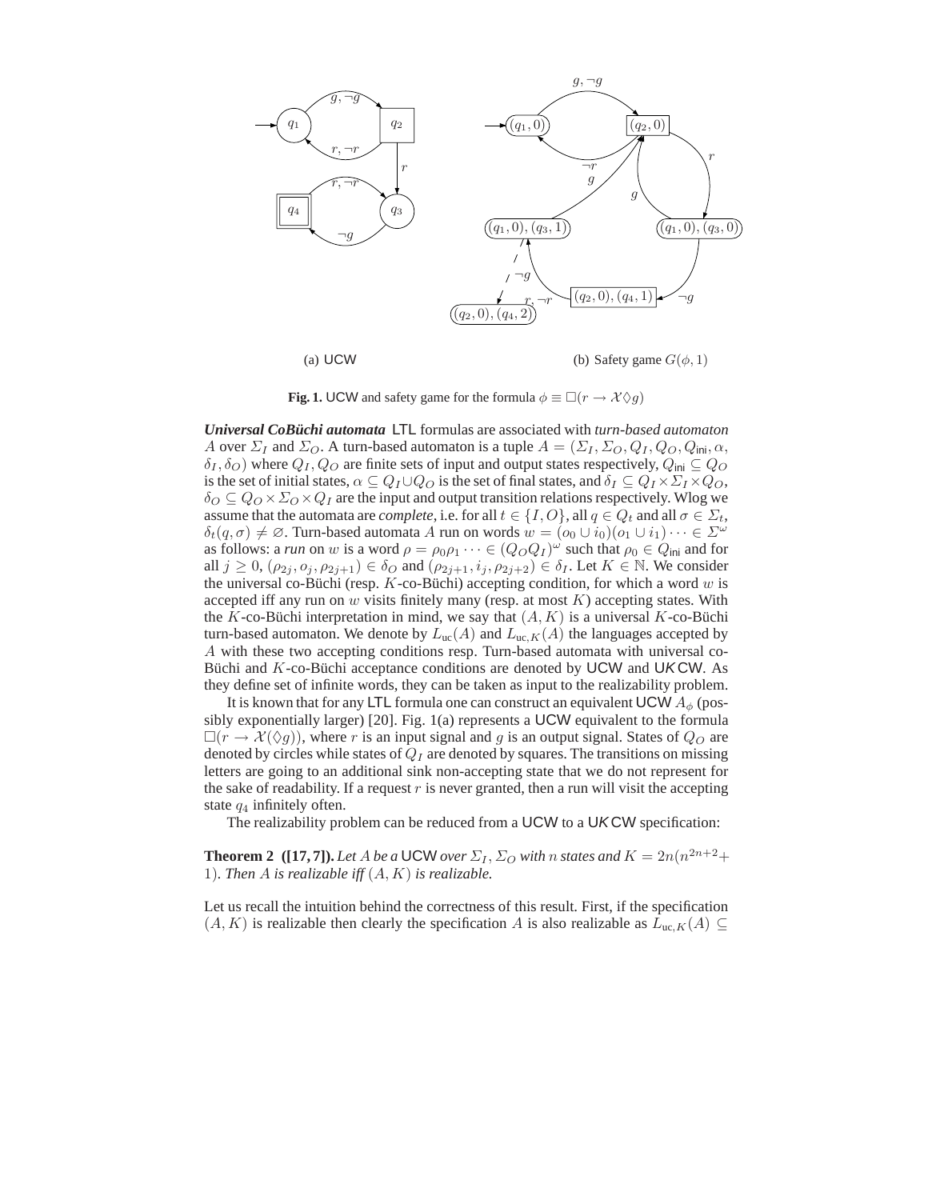(a) UCW

(b) Safety game $G(\phi, 1)$

**Fig. 1.** UCW and safety game for the formula $\phi \equiv \Box(r \to \mathcal{X}\Diamond g)$

***Universal CoBüchi automata*** LTL formulas are associated with *turn-based automaton* $A$ over $\Sigma_I$ and $\Sigma_O$. A turn-based automaton is a tuple $A = (\Sigma_I, \Sigma_O, Q_I, Q_O, Q_{\mathsf{ini}}, \alpha, \delta_I, \delta_O)$ where $Q_I, Q_O$ are finite sets of input and output states respectively, $Q_{\mathsf{ini}} \subseteq Q_O$ is the set of initial states, $\alpha \subseteq Q_I \cup Q_O$ is the set of final states, and $\delta_I \subseteq Q_I \times \Sigma_I \times Q_O$, $\delta_O \subseteq Q_O \times \Sigma_O \times Q_I$ are the input and output transition relations respectively. Wlog we assume that the automata are *complete*, i.e. for all $t \in \{I, O\}$, all $q \in Q_t$ and all $\sigma \in \Sigma_t$, $\delta_t(q, \sigma) \neq \varnothing$. Turn-based automata $A$ run on words $w = (o_0 \cup i_0)(o_1 \cup i_1) \cdots \in \Sigma^\omega$ as follows: a *run* on $w$ is a word $\rho = \rho_0\rho_1 \cdots \in (Q_O Q_I)^\omega$ such that $\rho_0 \in Q_{\mathsf{ini}}$ and for all $j \geq 0$, $(\rho_{2j}, o_j, \rho_{2j+1}) \in \delta_O$ and $(\rho_{2j+1}, i_j, \rho_{2j+2}) \in \delta_I$. Let $K \in \mathbb{N}$. We consider the universal co-Büchi (resp. $K$-co-Büchi) accepting condition, for which a word $w$ is accepted iff any run on $w$ visits finitely many (resp. at most $K$) accepting states. With the $K$-co-Büchi interpretation in mind, we say that $(A, K)$ is a universal $K$-co-Büchi turn-based automaton. We denote by $L_{\mathsf{uc}}(A)$ and $L_{\mathsf{uc},K}(A)$ the languages accepted by $A$ with these two accepting conditions resp. Turn-based automata with universal co-Büchi and $K$-co-Büchi acceptance conditions are denoted by UCW and U$K$CW. As they define set of infinite words, they can be taken as input to the realizability problem.

It is known that for any LTL formula one can construct an equivalent UCW $A_\phi$ (possibly exponentially larger) [20]. Fig. 1(a) represents a UCW equivalent to the formula $\Box(r \to \mathcal{X}(\Diamond g))$, where $r$ is an input signal and $g$ is an output signal. States of $Q_O$ are denoted by circles while states of $Q_I$ are denoted by squares. The transitions on missing letters are going to an additional sink non-accepting state that we do not represent for the sake of readability. If a request $r$ is never granted, then a run will visit the accepting state $q_4$ infinitely often.

The realizability problem can be reduced from a UCW to a U$K$CW specification:

**Theorem 2 ([17, 7]).** *Let $A$ be a* UCW *over $\Sigma_I, \Sigma_O$ with $n$ states and $K = 2n(n^{2n+2} + 1)$. Then $A$ is realizable iff $(A, K)$ is realizable.*

Let us recall the intuition behind the correctness of this result. First, if the specification $(A, K)$ is realizable then clearly the specification $A$ is also realizable as $L_{\mathsf{uc},K}(A) \subseteq$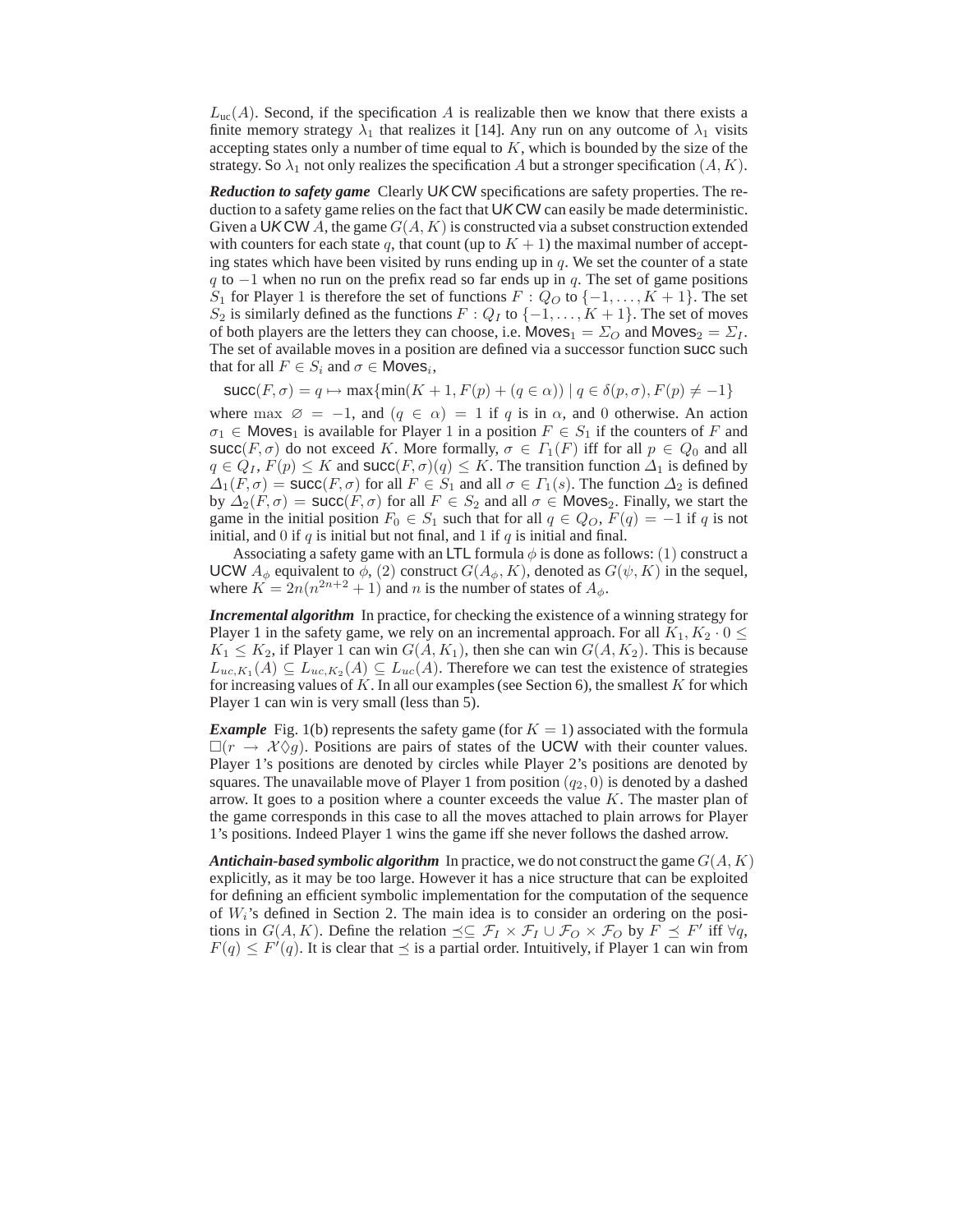$L_{\text{uc}}(A)$. Second, if the specification $A$ is realizable then we know that there exists a finite memory strategy $\lambda_1$ that realizes it [14]. Any run on any outcome of $\lambda_1$ visits accepting states only a number of time equal to $K$, which is bounded by the size of the strategy. So $\lambda_1$ not only realizes the specification $A$ but a stronger specification $(A, K)$.

***Reduction to safety game*** Clearly UKCW specifications are safety properties. The reduction to a safety game relies on the fact that UKCW can easily be made deterministic. Given a UKCW $A$, the game $G(A, K)$ is constructed via a subset construction extended with counters for each state $q$, that count (up to $K+1$) the maximal number of accepting states which have been visited by runs ending up in $q$. We set the counter of a state $q$ to $-1$ when no run on the prefix read so far ends up in $q$. The set of game positions $S_1$ for Player 1 is therefore the set of functions $F : Q_O$ to $\{-1, \dots, K+1\}$. The set $S_2$ is similarly defined as the functions $F : Q_I$ to $\{-1, \dots, K+1\}$. The set of moves of both players are the letters they can choose, i.e. $\mathsf{Moves}_1 = \Sigma_O$ and $\mathsf{Moves}_2 = \Sigma_I$. The set of available moves in a position are defined via a successor function $\mathsf{succ}$ such that for all $F \in S_i$ and $\sigma \in \mathsf{Moves}_i$,

$$\mathsf{succ}(F, \sigma) = q \mapsto \max\{\min(K+1, F(p) + (q \in \alpha)) \mid q \in \delta(p, \sigma), F(p) \neq -1\}$$

where $\max\, \varnothing = -1$, and $(q \in \alpha) = 1$ if $q$ is in $\alpha$, and 0 otherwise. An action $\sigma_1 \in \mathsf{Moves}_1$ is available for Player 1 in a position $F \in S_1$ if the counters of $F$ and $\mathsf{succ}(F, \sigma)$ do not exceed $K$. More formally, $\sigma \in \Gamma_1(F)$ iff for all $p \in Q_0$ and all $q \in Q_I$, $F(p) \leq K$ and $\mathsf{succ}(F, \sigma)(q) \leq K$. The transition function $\Delta_1$ is defined by $\Delta_1(F, \sigma) = \mathsf{succ}(F, \sigma)$ for all $F \in S_1$ and all $\sigma \in \Gamma_1(s)$. The function $\Delta_2$ is defined by $\Delta_2(F, \sigma) = \mathsf{succ}(F, \sigma)$ for all $F \in S_2$ and all $\sigma \in \mathsf{Moves}_2$. Finally, we start the game in the initial position $F_0 \in S_1$ such that for all $q \in Q_O$, $F(q) = -1$ if $q$ is not initial, and 0 if $q$ is initial but not final, and 1 if $q$ is initial and final.

Associating a safety game with an LTL formula $\phi$ is done as follows: (1) construct a UCW $A_\phi$ equivalent to $\phi$, (2) construct $G(A_\phi, K)$, denoted as $G(\psi, K)$ in the sequel, where $K = 2n(n^{2n+2} + 1)$ and $n$ is the number of states of $A_\phi$.

***Incremental algorithm*** In practice, for checking the existence of a winning strategy for Player 1 in the safety game, we rely on an incremental approach. For all $K_1, K_2 \cdot 0 \leq K_1 \leq K_2$, if Player 1 can win $G(A, K_1)$, then she can win $G(A, K_2)$. This is because $L_{uc,K_1}(A) \subseteq L_{uc,K_2}(A) \subseteq L_{uc}(A)$. Therefore we can test the existence of strategies for increasing values of $K$. In all our examples (see Section 6), the smallest $K$ for which Player 1 can win is very small (less than 5).

***Example*** Fig. 1(b) represents the safety game (for $K = 1$) associated with the formula $\Box(r \rightarrow \mathcal{X}\Diamond g)$. Positions are pairs of states of the UCW with their counter values. Player 1's positions are denoted by circles while Player 2's positions are denoted by squares. The unavailable move of Player 1 from position $(q_2, 0)$ is denoted by a dashed arrow. It goes to a position where a counter exceeds the value $K$. The master plan of the game corresponds in this case to all the moves attached to plain arrows for Player 1's positions. Indeed Player 1 wins the game iff she never follows the dashed arrow.

***Antichain-based symbolic algorithm*** In practice, we do not construct the game $G(A, K)$ explicitly, as it may be too large. However it has a nice structure that can be exploited for defining an efficient symbolic implementation for the computation of the sequence of $W_i$'s defined in Section 2. The main idea is to consider an ordering on the positions in $G(A, K)$. Define the relation $\preceq \subseteq \mathcal{F}_I \times \mathcal{F}_I \cup \mathcal{F}_O \times \mathcal{F}_O$ by $F \preceq F'$ iff $\forall q$, $F(q) \leq F'(q)$. It is clear that $\preceq$ is a partial order. Intuitively, if Player 1 can win from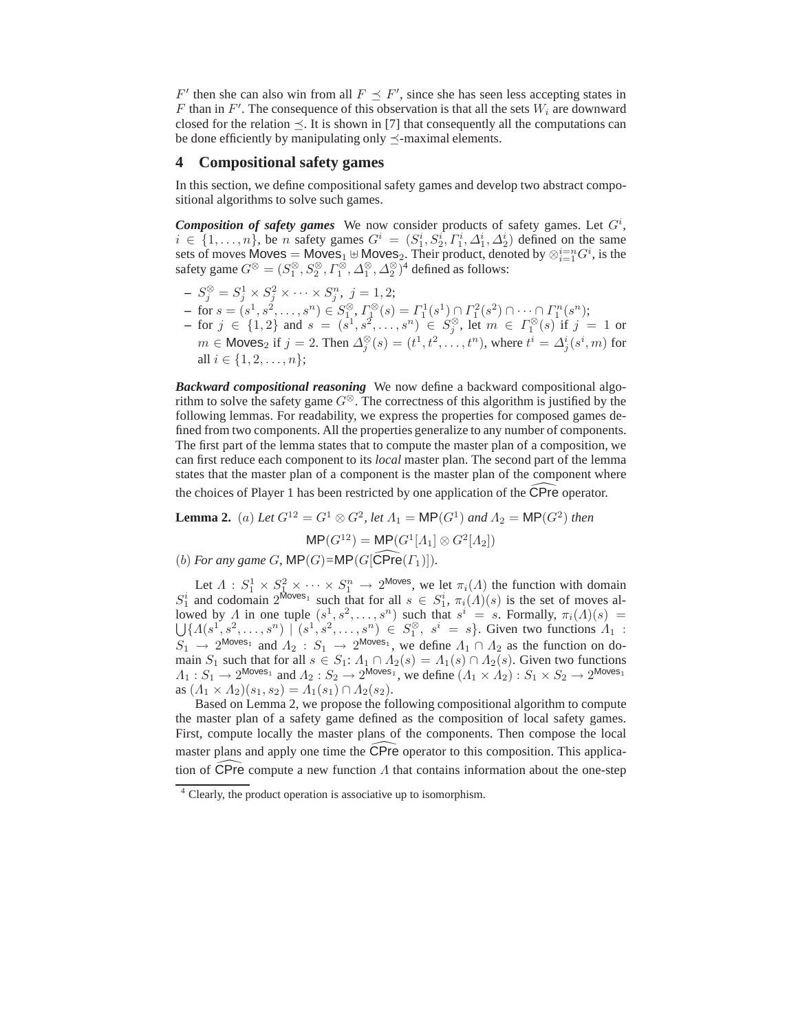$F'$ then she can also win from all $F \preceq F'$, since she has seen less accepting states in $F$ than in $F'$. The consequence of this observation is that all the sets $W_i$ are downward closed for the relation $\preceq$. It is shown in [7] that consequently all the computations can be done efficiently by manipulating only $\preceq$-maximal elements.

## 4 Compositional safety games

In this section, we define compositional safety games and develop two abstract compositional algorithms to solve such games.

***Composition of safety games*** We now consider products of safety games. Let $G^i$, $i \in \{1, \ldots, n\}$, be $n$ safety games $G^i = (S_1^i, S_2^i, \Gamma_1^i, \Delta_1^i, \Delta_2^i)$ defined on the same sets of moves $\mathsf{Moves} = \mathsf{Moves}_1 \uplus \mathsf{Moves}_2$. Their product, denoted by $\otimes_{i=1}^{i=n} G^i$, is the safety game $G^{\otimes} = (S_1^{\otimes}, S_2^{\otimes}, \Gamma_1^{\otimes}, \Delta_1^{\otimes}, \Delta_2^{\otimes})$[4] defined as follows:

- $S_j^{\otimes} = S_j^1 \times S_j^2 \times \cdots \times S_j^n,\ j = 1, 2;$
- for $s = (s^1, s^2, \ldots, s^n) \in S_1^{\otimes}$, $\Gamma_1^{\otimes}(s) = \Gamma_1^1(s^1) \cap \Gamma_1^2(s^2) \cap \cdots \cap \Gamma_1^n(s^n)$;
- for $j \in \{1, 2\}$ and $s = (s^1, s^2, \ldots, s^n) \in S_j^{\otimes}$, let $m \in \Gamma_1^{\otimes}(s)$ if $j = 1$ or $m \in \mathsf{Moves}_2$ if $j = 2$. Then $\Delta_j^{\otimes}(s) = (t^1, t^2, \ldots, t^n)$, where $t^i = \Delta_j^i(s^i, m)$ for all $i \in \{1, 2, \ldots, n\}$;

***Backward compositional reasoning*** We now define a backward compositional algorithm to solve the safety game $G^{\otimes}$. The correctness of this algorithm is justified by the following lemmas. For readability, we express the properties for composed games defined from two components. All the properties generalize to any number of components. The first part of the lemma states that to compute the master plan of a composition, we can first reduce each component to its *local* master plan. The second part of the lemma states that the master plan of a component is the master plan of the component where the choices of Player 1 has been restricted by one application of the $\widehat{\mathsf{CPre}}$ operator.

**Lemma 2.** *(a) Let $G^{12} = G^1 \otimes G^2$, let $\Lambda_1 = \mathsf{MP}(G^1)$ and $\Lambda_2 = \mathsf{MP}(G^2)$ then*

$$\mathsf{MP}(G^{12}) = \mathsf{MP}(G^1[\Lambda_1] \otimes G^2[\Lambda_2])$$

*(b) For any game $G$, $\mathsf{MP}(G)$=$\mathsf{MP}(G[\widehat{\mathsf{CPre}}(\Gamma_1)])$.*

Let $\Lambda : S_1^1 \times S_1^2 \times \cdots \times S_1^n \to 2^{\mathsf{Moves}}$, we let $\pi_i(\Lambda)$ the function with domain $S_1^i$ and codomain $2^{\mathsf{Moves}_1}$ such that for all $s \in S_1^i$, $\pi_i(\Lambda)(s)$ is the set of moves allowed by $\Lambda$ in one tuple $(s^1, s^2, \ldots, s^n)$ such that $s^i = s$. Formally, $\pi_i(\Lambda)(s) = \bigcup \{\Lambda(s^1, s^2, \ldots, s^n) \mid (s^1, s^2, \ldots, s^n) \in S_1^{\otimes},\ s^i = s\}$. Given two functions $\Lambda_1 : S_1 \to 2^{\mathsf{Moves}_1}$ and $\Lambda_2 : S_1 \to 2^{\mathsf{Moves}_1}$, we define $\Lambda_1 \cap \Lambda_2$ as the function on domain $S_1$ such that for all $s \in S_1$: $\Lambda_1 \cap \Lambda_2(s) = \Lambda_1(s) \cap \Lambda_2(s)$. Given two functions $\Lambda_1 : S_1 \to 2^{\mathsf{Moves}_1}$ and $\Lambda_2 : S_2 \to 2^{\mathsf{Moves}_1}$, we define $(\Lambda_1 \times \Lambda_2) : S_1 \times S_2 \to 2^{\mathsf{Moves}_1}$ as $(\Lambda_1 \times \Lambda_2)(s_1, s_2) = \Lambda_1(s_1) \cap \Lambda_2(s_2)$.

Based on Lemma 2, we propose the following compositional algorithm to compute the master plan of a safety game defined as the composition of local safety games. First, compute locally the master plans of the components. Then compose the local master plans and apply one time the $\widehat{\mathsf{CPre}}$ operator to this composition. This application of $\widehat{\mathsf{CPre}}$ compute a new function $\Lambda$ that contains information about the one-step

[4] Clearly, the product operation is associative up to isomorphism.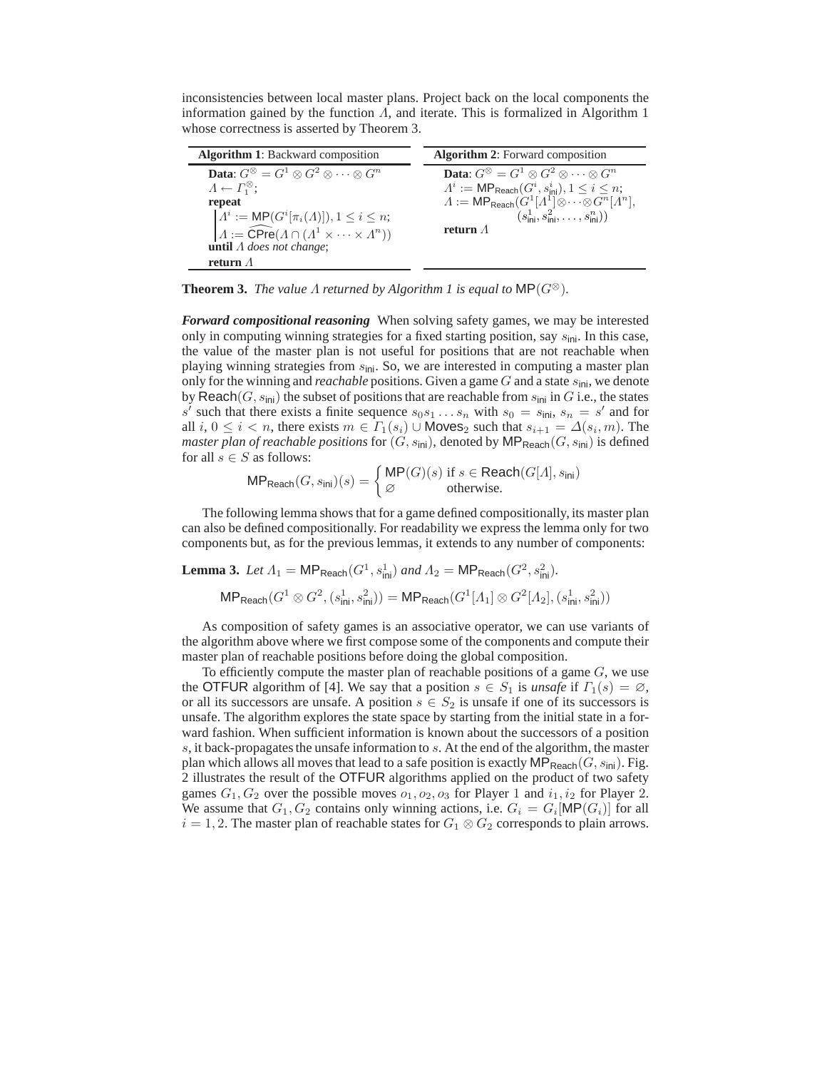inconsistencies between local master plans. Project back on the local components the information gained by the function $\Lambda$, and iterate. This is formalized in Algorithm 1 whose correctness is asserted by Theorem 3.

**Algorithm 1**: Backward composition

```
Data: G^⊗ = G^1 ⊗ G^2 ⊗ ··· ⊗ G^n
Λ ← Γ_1^⊗;
repeat
  | Λ^i := MP(G^i[π_i(Λ)]), 1 ≤ i ≤ n;
  | Λ := CPre^(Λ ∩ (Λ^1 × ··· × Λ^n))
until Λ does not change;
return Λ
```

**Algorithm 2**: Forward composition

```
Data: G^⊗ = G^1 ⊗ G^2 ⊗ ··· ⊗ G^n
Λ^i := MP_Reach(G^i, s^i_ini), 1 ≤ i ≤ n;
Λ := MP_Reach(G^1[Λ^1] ⊗ ··· ⊗ G^n[Λ^n],
        (s^1_ini, s^2_ini, ..., s^n_ini))
return Λ
```

**Theorem 3.** *The value $\Lambda$ returned by Algorithm 1 is equal to* $\mathsf{MP}(G^{\otimes})$.

***Forward compositional reasoning*** When solving safety games, we may be interested only in computing winning strategies for a fixed starting position, say $s_{\mathsf{ini}}$. In this case, the value of the master plan is not useful for positions that are not reachable when playing winning strategies from $s_{\mathsf{ini}}$. So, we are interested in computing a master plan only for the winning and *reachable* positions. Given a game $G$ and a state $s_{\mathsf{ini}}$, we denote by $\mathsf{Reach}(G, s_{\mathsf{ini}})$ the subset of positions that are reachable from $s_{\mathsf{ini}}$ in $G$ i.e., the states $s'$ such that there exists a finite sequence $s_0 s_1 \dots s_n$ with $s_0 = s_{\mathsf{ini}}$, $s_n = s'$ and for all $i$, $0 \le i < n$, there exists $m \in \Gamma_1(s_i) \cup \mathsf{Moves}_2$ such that $s_{i+1} = \Delta(s_i, m)$. The *master plan of reachable positions* for $(G, s_{\mathsf{ini}})$, denoted by $\mathsf{MP}_{\mathsf{Reach}}(G, s_{\mathsf{ini}})$ is defined for all $s \in S$ as follows:

$$\mathsf{MP}_{\mathsf{Reach}}(G, s_{\mathsf{ini}})(s) = \begin{cases} \mathsf{MP}(G)(s) & \text{if } s \in \mathsf{Reach}(G[\Lambda], s_{\mathsf{ini}}) \\ \varnothing & \text{otherwise.} \end{cases}$$

The following lemma shows that for a game defined compositionally, its master plan can also be defined compositionally. For readability we express the lemma only for two components but, as for the previous lemmas, it extends to any number of components:

**Lemma 3.** *Let $\Lambda_1 = \mathsf{MP}_{\mathsf{Reach}}(G^1, s^1_{\mathsf{ini}})$ and $\Lambda_2 = \mathsf{MP}_{\mathsf{Reach}}(G^2, s^2_{\mathsf{ini}})$.*

$$\mathsf{MP}_{\mathsf{Reach}}(G^1 \otimes G^2, (s^1_{\mathsf{ini}}, s^2_{\mathsf{ini}})) = \mathsf{MP}_{\mathsf{Reach}}(G^1[\Lambda_1] \otimes G^2[\Lambda_2], (s^1_{\mathsf{ini}}, s^2_{\mathsf{ini}}))$$

As composition of safety games is an associative operator, we can use variants of the algorithm above where we first compose some of the components and compute their master plan of reachable positions before doing the global composition.

To efficiently compute the master plan of reachable positions of a game $G$, we use the OTFUR algorithm of [4]. We say that a position $s \in S_1$ is *unsafe* if $\Gamma_1(s) = \varnothing$, or all its successors are unsafe. A position $s \in S_2$ is unsafe if one of its successors is unsafe. The algorithm explores the state space by starting from the initial state in a forward fashion. When sufficient information is known about the successors of a position $s$, it back-propagates the unsafe information to $s$. At the end of the algorithm, the master plan which allows all moves that lead to a safe position is exactly $\mathsf{MP}_{\mathsf{Reach}}(G, s_{\mathsf{ini}})$. Fig. 2 illustrates the result of the OTFUR algorithms applied on the product of two safety games $G_1, G_2$ over the possible moves $o_1, o_2, o_3$ for Player 1 and $i_1, i_2$ for Player 2. We assume that $G_1, G_2$ contains only winning actions, i.e. $G_i = G_i[\mathsf{MP}(G_i)]$ for all $i = 1, 2$. The master plan of reachable states for $G_1 \otimes G_2$ corresponds to plain arrows.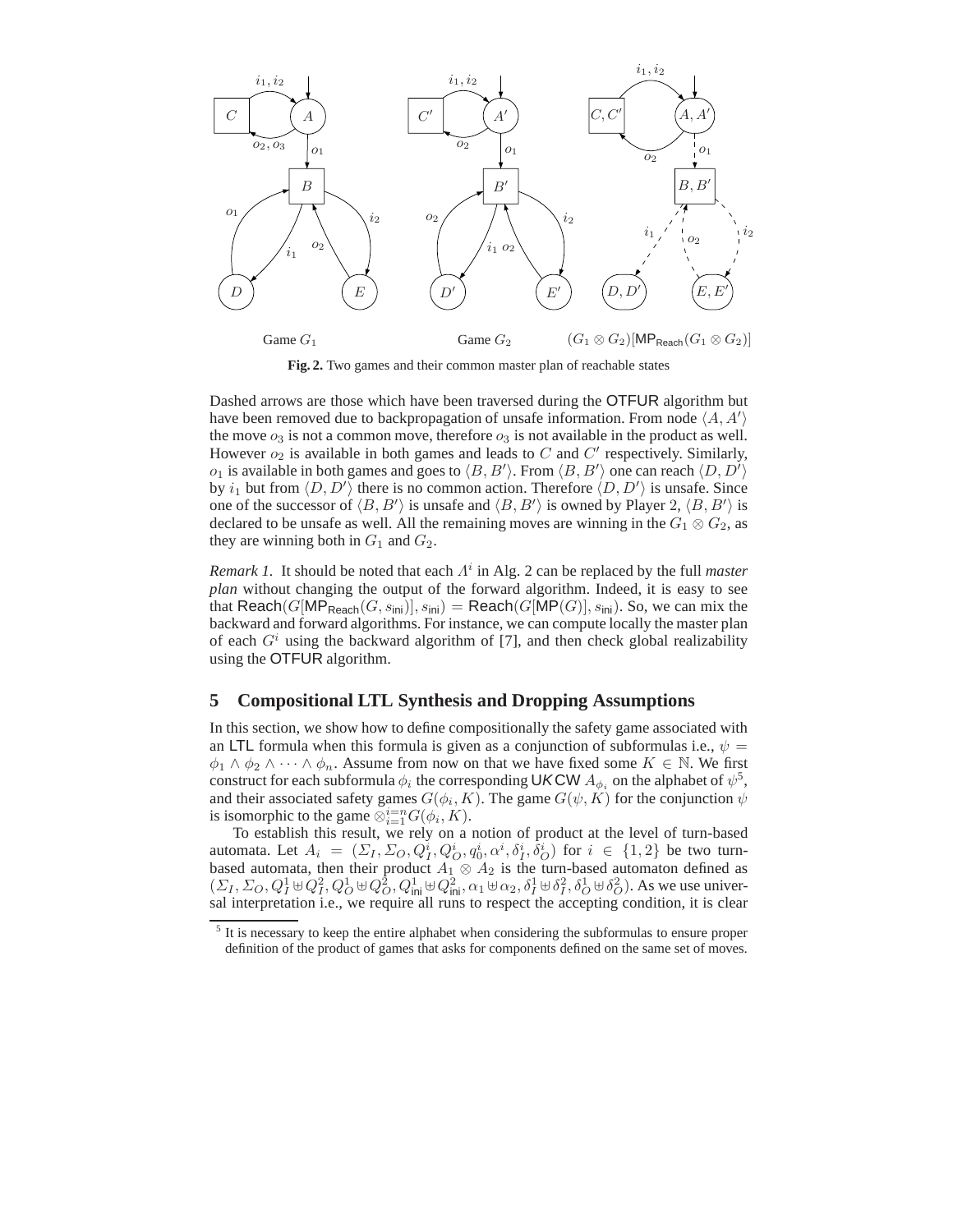Game $G_1$ Game $G_2$ $(G_1 \otimes G_2)[\mathsf{MP}_{\mathsf{Reach}}(G_1 \otimes G_2)]$

**Fig. 2.** Two games and their common master plan of reachable states

Dashed arrows are those which have been traversed during the OTFUR algorithm but have been removed due to backpropagation of unsafe information. From node $\langle A, A' \rangle$ the move $o_3$ is not a common move, therefore $o_3$ is not available in the product as well. However $o_2$ is available in both games and leads to $C$ and $C'$ respectively. Similarly, $o_1$ is available in both games and goes to $\langle B, B' \rangle$. From $\langle B, B' \rangle$ one can reach $\langle D, D' \rangle$ by $i_1$ but from $\langle D, D' \rangle$ there is no common action. Therefore $\langle D, D' \rangle$ is unsafe. Since one of the successor of $\langle B, B' \rangle$ is unsafe and $\langle B, B' \rangle$ is owned by Player 2, $\langle B, B' \rangle$ is declared to be unsafe as well. All the remaining moves are winning in the $G_1 \otimes G_2$, as they are winning both in $G_1$ and $G_2$.

*Remark 1.* It should be noted that each $\Lambda^i$ in Alg. 2 can be replaced by the full *master plan* without changing the output of the forward algorithm. Indeed, it is easy to see that $\mathsf{Reach}(G[\mathsf{MP}_{\mathsf{Reach}}(G, s_{\mathsf{ini}})], s_{\mathsf{ini}}) = \mathsf{Reach}(G[\mathsf{MP}(G)], s_{\mathsf{ini}})$. So, we can mix the backward and forward algorithms. For instance, we can compute locally the master plan of each $G^i$ using the backward algorithm of [7], and then check global realizability using the OTFUR algorithm.

## 5 Compositional LTL Synthesis and Dropping Assumptions

In this section, we show how to define compositionally the safety game associated with an LTL formula when this formula is given as a conjunction of subformulas i.e., $\psi = \phi_1 \wedge \phi_2 \wedge \cdots \wedge \phi_n$. Assume from now on that we have fixed some $K \in \mathbb{N}$. We first construct for each subformula $\phi_i$ the corresponding UKCW $A_{\phi_i}$ on the alphabet of $\psi$[5], and their associated safety games $G(\phi_i, K)$. The game $G(\psi, K)$ for the conjunction $\psi$ is isomorphic to the game $\otimes_{i=1}^{i=n} G(\phi_i, K)$.

To establish this result, we rely on a notion of product at the level of turn-based automata. Let $A_i = (\Sigma_I, \Sigma_O, Q_I^i, Q_O^i, q_0^i, \alpha^i, \delta_I^i, \delta_O^i)$ for $i \in \{1, 2\}$ be two turn-based automata, then their product $A_1 \otimes A_2$ is the turn-based automaton defined as $(\Sigma_I, \Sigma_O, Q_I^1 \uplus Q_I^2, Q_O^1 \uplus Q_O^2, Q_{\mathsf{ini}}^1 \uplus Q_{\mathsf{ini}}^2, \alpha_1 \uplus \alpha_2, \delta_I^1 \uplus \delta_I^2, \delta_O^1 \uplus \delta_O^2)$. As we use universal interpretation i.e., we require all runs to respect the accepting condition, it is clear

[5] It is necessary to keep the entire alphabet when considering the subformulas to ensure proper definition of the product of games that asks for components defined on the same set of moves.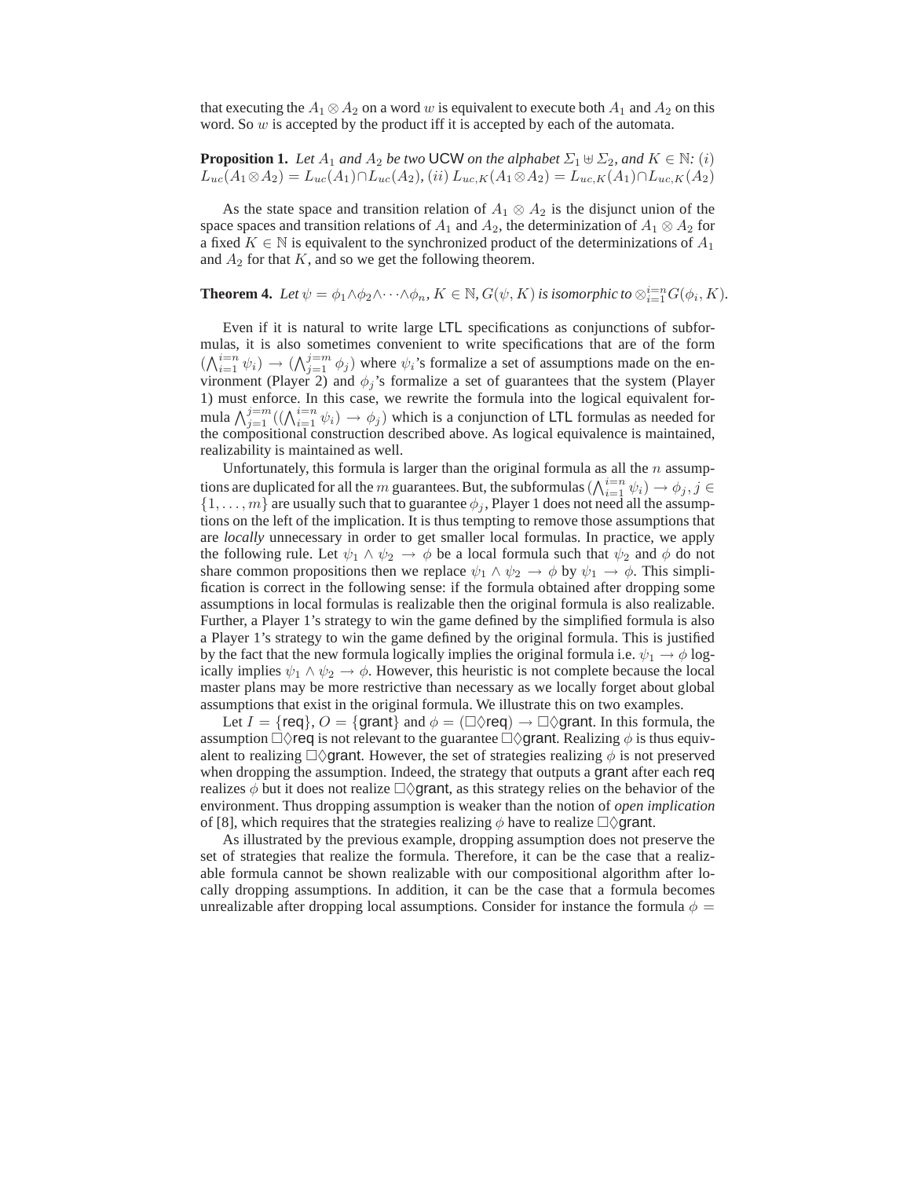that executing the $A_1 \otimes A_2$ on a word $w$ is equivalent to execute both $A_1$ and $A_2$ on this word. So $w$ is accepted by the product iff it is accepted by each of the automata.

**Proposition 1.** *Let $A_1$ and $A_2$ be two* UCW *on the alphabet $\Sigma_1 \uplus \Sigma_2$, and $K \in \mathbb{N}$: $(i)$ $L_{uc}(A_1 \otimes A_2) = L_{uc}(A_1) \cap L_{uc}(A_2)$, $(ii)$ $L_{uc,K}(A_1 \otimes A_2) = L_{uc,K}(A_1) \cap L_{uc,K}(A_2)$*

As the state space and transition relation of $A_1 \otimes A_2$ is the disjunct union of the space spaces and transition relations of $A_1$ and $A_2$, the determinization of $A_1 \otimes A_2$ for a fixed $K \in \mathbb{N}$ is equivalent to the synchronized product of the determinizations of $A_1$ and $A_2$ for that $K$, and so we get the following theorem.

**Theorem 4.** *Let $\psi = \phi_1 \wedge \phi_2 \wedge \cdots \wedge \phi_n$, $K \in \mathbb{N}$, $G(\psi, K)$ is isomorphic to $\otimes_{i=1}^{i=n} G(\phi_i, K)$.*

Even if it is natural to write large LTL specifications as conjunctions of subformulas, it is also sometimes convenient to write specifications that are of the form $(\bigwedge_{i=1}^{i=n} \psi_i) \rightarrow (\bigwedge_{j=1}^{j=m} \phi_j)$ where $\psi_i$'s formalize a set of assumptions made on the environment (Player 2) and $\phi_j$'s formalize a set of guarantees that the system (Player 1) must enforce. In this case, we rewrite the formula into the logical equivalent formula $\bigwedge_{j=1}^{j=m}((\bigwedge_{i=1}^{i=n} \psi_i) \rightarrow \phi_j)$ which is a conjunction of LTL formulas as needed for the compositional construction described above. As logical equivalence is maintained, realizability is maintained as well.

Unfortunately, this formula is larger than the original formula as all the $n$ assumptions are duplicated for all the $m$ guarantees. But, the subformulas $(\bigwedge_{i=1}^{i=n} \psi_i) \rightarrow \phi_j, j \in \{1, \ldots, m\}$ are usually such that to guarantee $\phi_j$, Player 1 does not need all the assumptions on the left of the implication. It is thus tempting to remove those assumptions that are *locally* unnecessary in order to get smaller local formulas. In practice, we apply the following rule. Let $\psi_1 \wedge \psi_2 \rightarrow \phi$ be a local formula such that $\psi_2$ and $\phi$ do not share common propositions then we replace $\psi_1 \wedge \psi_2 \rightarrow \phi$ by $\psi_1 \rightarrow \phi$. This simplification is correct in the following sense: if the formula obtained after dropping some assumptions in local formulas is realizable then the original formula is also realizable. Further, a Player 1's strategy to win the game defined by the simplified formula is also a Player 1's strategy to win the game defined by the original formula. This is justified by the fact that the new formula logically implies the original formula i.e. $\psi_1 \rightarrow \phi$ logically implies $\psi_1 \wedge \psi_2 \rightarrow \phi$. However, this heuristic is not complete because the local master plans may be more restrictive than necessary as we locally forget about global assumptions that exist in the original formula. We illustrate this on two examples.

Let $I = \{\mathsf{req}\}$, $O = \{\mathsf{grant}\}$ and $\phi = (\Box\Diamond\mathsf{req}) \rightarrow \Box\Diamond\mathsf{grant}$. In this formula, the assumption $\Box\Diamond\mathsf{req}$ is not relevant to the guarantee $\Box\Diamond\mathsf{grant}$. Realizing $\phi$ is thus equivalent to realizing $\Box\Diamond\mathsf{grant}$. However, the set of strategies realizing $\phi$ is not preserved when dropping the assumption. Indeed, the strategy that outputs a grant after each req realizes $\phi$ but it does not realize $\Box\Diamond\mathsf{grant}$, as this strategy relies on the behavior of the environment. Thus dropping assumption is weaker than the notion of *open implication* of [8], which requires that the strategies realizing $\phi$ have to realize $\Box\Diamond\mathsf{grant}$.

As illustrated by the previous example, dropping assumption does not preserve the set of strategies that realize the formula. Therefore, it can be the case that a realizable formula cannot be shown realizable with our compositional algorithm after locally dropping assumptions. In addition, it can be the case that a formula becomes unrealizable after dropping local assumptions. Consider for instance the formula $\phi =$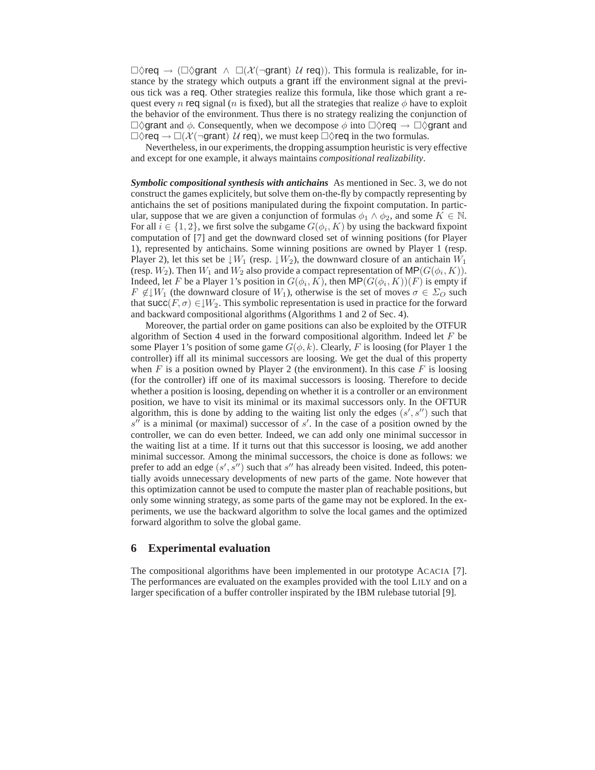$\Box\Diamond\mathsf{req} \rightarrow (\Box\Diamond\mathsf{grant} \ \wedge \ \Box(\mathcal{X}(\neg\mathsf{grant}) \ \mathcal{U} \ \mathsf{req}))$. This formula is realizable, for instance by the strategy which outputs a grant iff the environment signal at the previous tick was a req. Other strategies realize this formula, like those which grant a request every $n$ req signal ($n$ is fixed), but all the strategies that realize $\phi$ have to exploit the behavior of the environment. Thus there is no strategy realizing the conjunction of $\Box\Diamond\mathsf{grant}$ and $\phi$. Consequently, when we decompose $\phi$ into $\Box\Diamond\mathsf{req} \rightarrow \Box\Diamond\mathsf{grant}$ and $\Box\Diamond\mathsf{req} \rightarrow \Box(\mathcal{X}(\neg\mathsf{grant}) \ \mathcal{U} \ \mathsf{req})$, we must keep $\Box\Diamond\mathsf{req}$ in the two formulas.

Nevertheless, in our experiments, the dropping assumption heuristic is very effective and except for one example, it always maintains *compositional realizability*.

***Symbolic compositional synthesis with antichains*** As mentioned in Sec. 3, we do not construct the games explicitely, but solve them on-the-fly by compactly representing by antichains the set of positions manipulated during the fixpoint computation. In particular, suppose that we are given a conjunction of formulas $\phi_1 \wedge \phi_2$, and some $K \in \mathbb{N}$. For all $i \in \{1, 2\}$, we first solve the subgame $G(\phi_i, K)$ by using the backward fixpoint computation of [7] and get the downward closed set of winning positions (for Player 1), represented by antichains. Some winning positions are owned by Player 1 (resp. Player 2), let this set be $\downarrow W_1$ (resp. $\downarrow W_2$), the downward closure of an antichain $W_1$ (resp. $W_2$). Then $W_1$ and $W_2$ also provide a compact representation of $\mathsf{MP}(G(\phi_i, K))$. Indeed, let $F$ be a Player 1's position in $G(\phi_i, K)$, then $\mathsf{MP}(G(\phi_i, K))(F)$ is empty if $F \not\in \downarrow W_1$ (the downward closure of $W_1$), otherwise is the set of moves $\sigma \in \Sigma_O$ such that $\mathsf{succ}(F, \sigma) \in \downarrow W_2$. This symbolic representation is used in practice for the forward and backward compositional algorithms (Algorithms 1 and 2 of Sec. 4).

Moreover, the partial order on game positions can also be exploited by the OTFUR algorithm of Section 4 used in the forward compositional algorithm. Indeed let $F$ be some Player 1's position of some game $G(\phi, k)$. Clearly, $F$ is loosing (for Player 1 the controller) iff all its minimal successors are loosing. We get the dual of this property when $F$ is a position owned by Player 2 (the environment). In this case $F$ is loosing (for the controller) iff one of its maximal successors is loosing. Therefore to decide whether a position is loosing, depending on whether it is a controller or an environment position, we have to visit its minimal or its maximal successors only. In the OFTUR algorithm, this is done by adding to the waiting list only the edges $(s', s'')$ such that $s''$ is a minimal (or maximal) successor of $s'$. In the case of a position owned by the controller, we can do even better. Indeed, we can add only one minimal successor in the waiting list at a time. If it turns out that this successor is loosing, we add another minimal successor. Among the minimal successors, the choice is done as follows: we prefer to add an edge $(s', s'')$ such that $s''$ has already been visited. Indeed, this potentially avoids unnecessary developments of new parts of the game. Note however that this optimization cannot be used to compute the master plan of reachable positions, but only some winning strategy, as some parts of the game may not be explored. In the experiments, we use the backward algorithm to solve the local games and the optimized forward algorithm to solve the global game.

## 6 Experimental evaluation

The compositional algorithms have been implemented in our prototype ACACIA [7]. The performances are evaluated on the examples provided with the tool LILY and on a larger specification of a buffer controller inspirated by the IBM rulebase tutorial [9].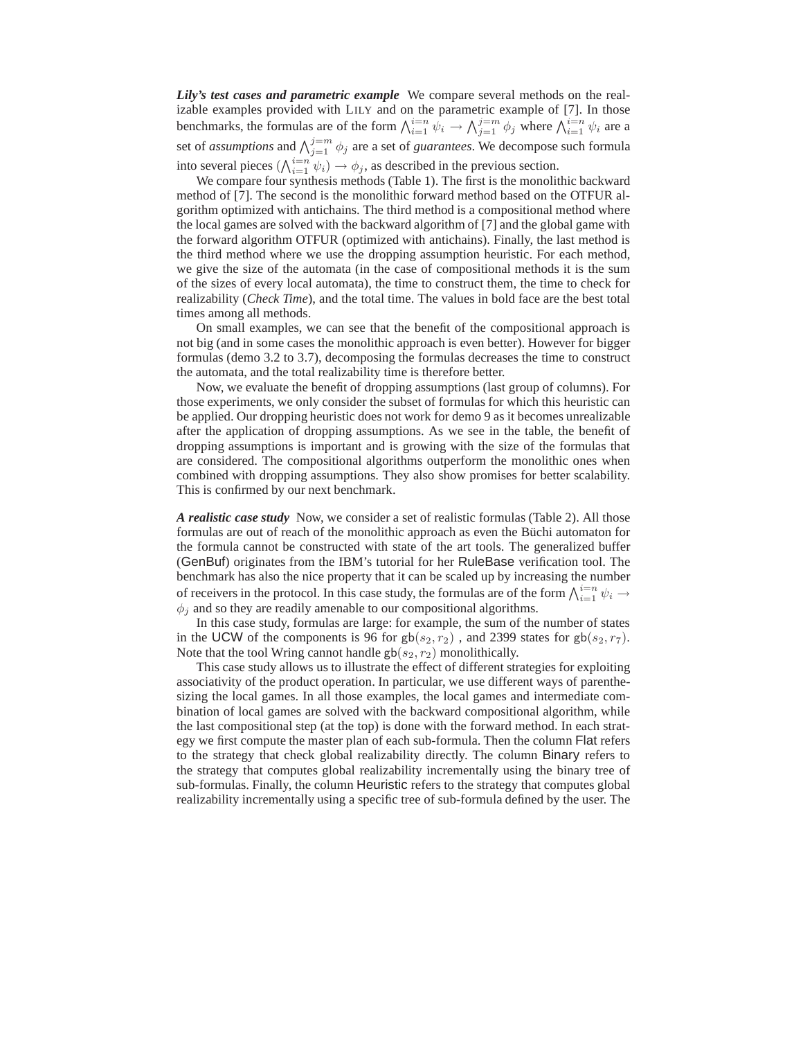***Lily's test cases and parametric example*** We compare several methods on the realizable examples provided with LILY and on the parametric example of [7]. In those benchmarks, the formulas are of the form $\bigwedge_{i=1}^{i=n} \psi_i \rightarrow \bigwedge_{j=1}^{j=m} \phi_j$ where $\bigwedge_{i=1}^{i=n} \psi_i$ are a set of *assumptions* and $\bigwedge_{j=1}^{j=m} \phi_j$ are a set of *guarantees*. We decompose such formula into several pieces $(\bigwedge_{i=1}^{i=n} \psi_i) \rightarrow \phi_j$, as described in the previous section.

We compare four synthesis methods (Table 1). The first is the monolithic backward method of [7]. The second is the monolithic forward method based on the OTFUR algorithm optimized with antichains. The third method is a compositional method where the local games are solved with the backward algorithm of [7] and the global game with the forward algorithm OTFUR (optimized with antichains). Finally, the last method is the third method where we use the dropping assumption heuristic. For each method, we give the size of the automata (in the case of compositional methods it is the sum of the sizes of every local automata), the time to construct them, the time to check for realizability (*Check Time*), and the total time. The values in bold face are the best total times among all methods.

On small examples, we can see that the benefit of the compositional approach is not big (and in some cases the monolithic approach is even better). However for bigger formulas (demo 3.2 to 3.7), decomposing the formulas decreases the time to construct the automata, and the total realizability time is therefore better.

Now, we evaluate the benefit of dropping assumptions (last group of columns). For those experiments, we only consider the subset of formulas for which this heuristic can be applied. Our dropping heuristic does not work for demo 9 as it becomes unrealizable after the application of dropping assumptions. As we see in the table, the benefit of dropping assumptions is important and is growing with the size of the formulas that are considered. The compositional algorithms outperform the monolithic ones when combined with dropping assumptions. They also show promises for better scalability. This is confirmed by our next benchmark.

***A realistic case study*** Now, we consider a set of realistic formulas (Table 2). All those formulas are out of reach of the monolithic approach as even the Büchi automaton for the formula cannot be constructed with state of the art tools. The generalized buffer (GenBuf) originates from the IBM's tutorial for her RuleBase verification tool. The benchmark has also the nice property that it can be scaled up by increasing the number of receivers in the protocol. In this case study, the formulas are of the form $\bigwedge_{i=1}^{i=n} \psi_i \rightarrow \phi_j$ and so they are really amenable to our compositional algorithms.

In this case study, formulas are large: for example, the sum of the number of states in the UCW of the components is 96 for $\mathsf{gb}(s_2, r_2)$ , and 2399 states for $\mathsf{gb}(s_2, r_7)$. Note that the tool Wring cannot handle $\mathsf{gb}(s_2, r_2)$ monolithically.

This case study allows us to illustrate the effect of different strategies for exploiting associativity of the product operation. In particular, we use different ways of parenthesizing the local games. In all those examples, the local games and intermediate combination of local games are solved with the backward compositional algorithm, while the last compositional step (at the top) is done with the forward method. In each strategy we first compute the master plan of each sub-formula. Then the column Flat refers to the strategy that check global realizability directly. The column Binary refers to the strategy that computes global realizability incrementally using the binary tree of sub-formulas. Finally, the column Heuristic refers to the strategy that computes global realizability incrementally using a specific tree of sub-formula defined by the user. The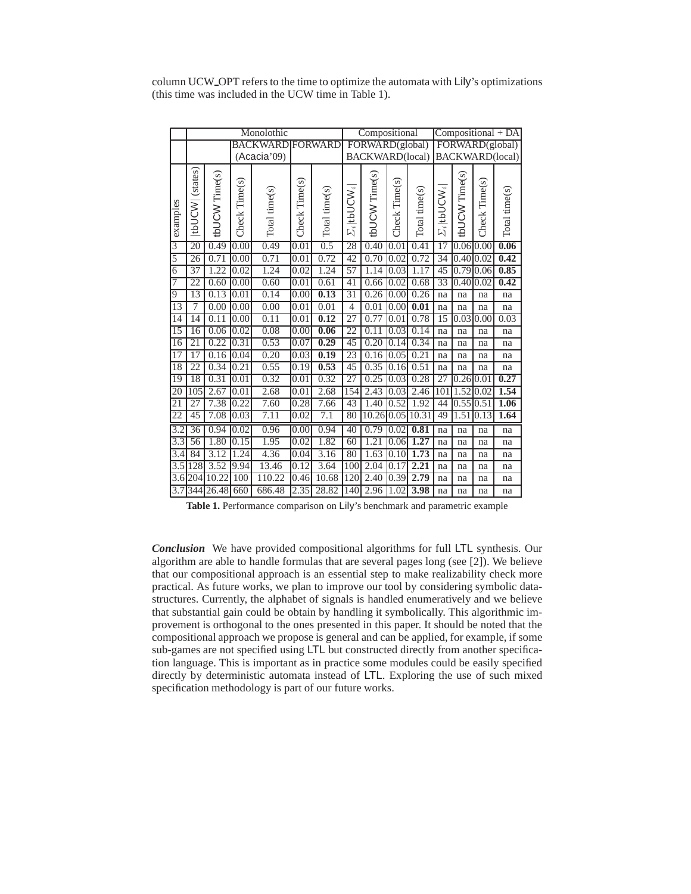column UCW_OPT refers to the time to optimize the automata with Lily's optimizations (this time was included in the UCW time in Table 1).

| | Monolothic | | | | | | Compositional | | | | Compositional + DA | | | |
|---|---|---|---|---|---|---|---|---|---|---|---|---|---|---|
| | | | BACKWARD (Acacia'09) | | FORWARD | | FORWARD(global) BACKWARD(local) | | | | FORWARD(global) BACKWARD(local) | | | |
| examples | \|tbUCW\| (states) | tbUCW Time(s) | Check Time(s) | Total time(s) | Check Time(s) | Total time(s) | $\Sigma_i$\|tbUCW$_i$\| | tbUCW Time(s) | Check Time(s) | Total time(s) | $\Sigma_i$\|tbUCW$_i$\| | tbUCW Time(s) | Check Time(s) | Total time(s) |
| 3 | 20 | 0.49 | 0.00 | 0.49 | 0.01 | 0.5 | 28 | 0.40 | 0.01 | 0.41 | 17 | 0.06 | 0.00 | **0.06** |
| 5 | 26 | 0.71 | 0.00 | 0.71 | 0.01 | 0.72 | 42 | 0.70 | 0.02 | 0.72 | 34 | 0.40 | 0.02 | **0.42** |
| 6 | 37 | 1.22 | 0.02 | 1.24 | 0.02 | 1.24 | 57 | 1.14 | 0.03 | 1.17 | 45 | 0.79 | 0.06 | **0.85** |
| 7 | 22 | 0.60 | 0.00 | 0.60 | 0.01 | 0.61 | 41 | 0.66 | 0.02 | 0.68 | 33 | 0.40 | 0.02 | **0.42** |
| 9 | 13 | 0.13 | 0.01 | 0.14 | 0.00 | **0.13** | 31 | 0.26 | 0.00 | 0.26 | na | na | na | na |
| 13 | 7 | 0.00 | 0.00 | 0.00 | 0.01 | 0.01 | 4 | 0.01 | 0.00 | **0.01** | na | na | na | na |
| 14 | 14 | 0.11 | 0.00 | 0.11 | 0.01 | **0.12** | 27 | 0.77 | 0.01 | 0.78 | 15 | 0.03 | 0.00 | 0.03 |
| 15 | 16 | 0.06 | 0.02 | 0.08 | 0.00 | **0.06** | 22 | 0.11 | 0.03 | 0.14 | na | na | na | na |
| 16 | 21 | 0.22 | 0.31 | 0.53 | 0.07 | **0.29** | 45 | 0.20 | 0.14 | 0.34 | na | na | na | na |
| 17 | 17 | 0.16 | 0.04 | 0.20 | 0.03 | **0.19** | 23 | 0.16 | 0.05 | 0.21 | na | na | na | na |
| 18 | 22 | 0.34 | 0.21 | 0.55 | 0.19 | **0.53** | 45 | 0.35 | 0.16 | 0.51 | na | na | na | na |
| 19 | 18 | 0.31 | 0.01 | 0.32 | 0.01 | 0.32 | 27 | 0.25 | 0.03 | 0.28 | 27 | 0.26 | 0.01 | **0.27** |
| 20 | 105 | 2.67 | 0.01 | 2.68 | 0.01 | 2.68 | 154 | 2.43 | 0.03 | 2.46 | 101 | 1.52 | 0.02 | **1.54** |
| 21 | 27 | 7.38 | 0.22 | 7.60 | 0.28 | 7.66 | 43 | 1.40 | 0.52 | 1.92 | 44 | 0.55 | 0.51 | **1.06** |
| 22 | 45 | 7.08 | 0.03 | 7.11 | 0.02 | 7.1 | 80 | 10.26 | 0.05 | 10.31 | 49 | 1.51 | 0.13 | **1.64** |
| 3.2 | 36 | 0.94 | 0.02 | 0.96 | 0.00 | 0.94 | 40 | 0.79 | 0.02 | **0.81** | na | na | na | na |
| 3.3 | 56 | 1.80 | 0.15 | 1.95 | 0.02 | 1.82 | 60 | 1.21 | 0.06 | **1.27** | na | na | na | na |
| 3.4 | 84 | 3.12 | 1.24 | 4.36 | 0.04 | 3.16 | 80 | 1.63 | 0.10 | **1.73** | na | na | na | na |
| 3.5 | 128 | 3.52 | 9.94 | 13.46 | 0.12 | 3.64 | 100 | 2.04 | 0.17 | **2.21** | na | na | na | na |
| 3.6 | 204 | 10.22 | 100 | 110.22 | 0.46 | 10.68 | 120 | 2.40 | 0.39 | **2.79** | na | na | na | na |
| 3.7 | 344 | 26.48 | 660 | 686.48 | 2.35 | 28.82 | 140 | 2.96 | 1.02 | **3.98** | na | na | na | na |

**Table 1.** Performance comparison on Lily's benchmark and parametric example

***Conclusion*** We have provided compositional algorithms for full LTL synthesis. Our algorithm are able to handle formulas that are several pages long (see [2]). We believe that our compositional approach is an essential step to make realizability check more practical. As future works, we plan to improve our tool by considering symbolic datastructures. Currently, the alphabet of signals is handled enumeratively and we believe that substantial gain could be obtain by handling it symbolically. This algorithmic improvement is orthogonal to the ones presented in this paper. It should be noted that the compositional approach we propose is general and can be applied, for example, if some sub-games are not specified using LTL but constructed directly from another specification language. This is important as in practice some modules could be easily specified directly by deterministic automata instead of LTL. Exploring the use of such mixed specification methodology is part of our future works.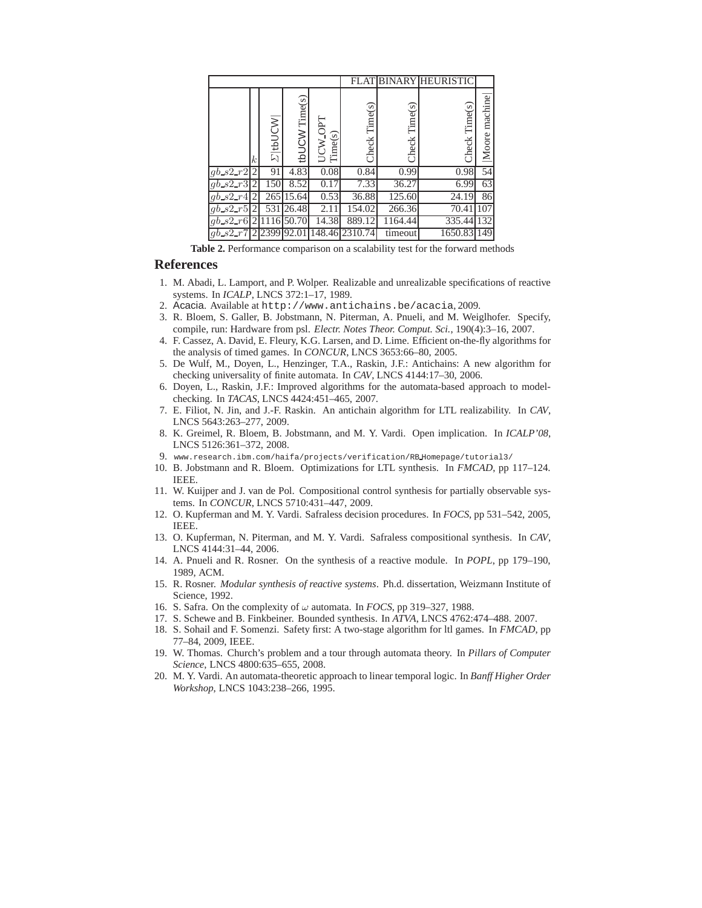| | | | | | FLAT | BINARY | HEURISTIC | |
|---|---|---|---|---|---|---|---|---|
| | $k$ | $\Sigma$ \|tbUCW\| | tbUCW Time(s) | UCW_OPT Time(s) | Check Time(s) | Check Time(s) | Check Time(s) | \|Moore machine\| |
| $gb\_s2\_r2$ | 2 | 91 | 4.83 | 0.08 | 0.84 | 0.99 | 0.98 | 54 |
| $gb\_s2\_r3$ | 2 | 150 | 8.52 | 0.17 | 7.33 | 36.27 | 6.99 | 63 |
| $gb\_s2\_r4$ | 2 | 265 | 15.64 | 0.53 | 36.88 | 125.60 | 24.19 | 86 |
| $gb\_s2\_r5$ | 2 | 531 | 26.48 | 2.11 | 154.02 | 266.36 | 70.41 | 107 |
| $gb\_s2\_r6$ | 2 | 1116 | 50.70 | 14.38 | 889.12 | 1164.44 | 335.44 | 132 |
| $gb\_s2\_r7$ | 2 | 2399 | 92.01 | 148.46 | 2310.74 | timeout | 1650.83 | 149 |

**Table 2.** Performance comparison on a scalability test for the forward methods

## References

1. M. Abadi, L. Lamport, and P. Wolper. Realizable and unrealizable specifications of reactive systems. In *ICALP*, LNCS 372:1–17, 1989.
2. Acacia. Available at `http://www.antichains.be/acacia`, 2009.
3. R. Bloem, S. Galler, B. Jobstmann, N. Piterman, A. Pnueli, and M. Weiglhofer. Specify, compile, run: Hardware from psl. *Electr. Notes Theor. Comput. Sci.*, 190(4):3–16, 2007.
4. F. Cassez, A. David, E. Fleury, K.G. Larsen, and D. Lime. Efficient on-the-fly algorithms for the analysis of timed games. In *CONCUR*, LNCS 3653:66–80, 2005.
5. De Wulf, M., Doyen, L., Henzinger, T.A., Raskin, J.F.: Antichains: A new algorithm for checking universality of finite automata. In *CAV*, LNCS 4144:17–30, 2006.
6. Doyen, L., Raskin, J.F.: Improved algorithms for the automata-based approach to model-checking. In *TACAS*, LNCS 4424:451–465, 2007.
7. E. Filiot, N. Jin, and J.-F. Raskin. An antichain algorithm for LTL realizability. In *CAV*, LNCS 5643:263–277, 2009.
8. K. Greimel, R. Bloem, B. Jobstmann, and M. Y. Vardi. Open implication. In *ICALP'08*, LNCS 5126:361–372, 2008.
9. `www.research.ibm.com/haifa/projects/verification/RB_Homepage/tutorial3/`
10. B. Jobstmann and R. Bloem. Optimizations for LTL synthesis. In *FMCAD*, pp 117–124. IEEE.
11. W. Kuijper and J. van de Pol. Compositional control synthesis for partially observable systems. In *CONCUR*, LNCS 5710:431–447, 2009.
12. O. Kupferman and M. Y. Vardi. Safraless decision procedures. In *FOCS*, pp 531–542, 2005, IEEE.
13. O. Kupferman, N. Piterman, and M. Y. Vardi. Safraless compositional synthesis. In *CAV*, LNCS 4144:31–44, 2006.
14. A. Pnueli and R. Rosner. On the synthesis of a reactive module. In *POPL*, pp 179–190, 1989, ACM.
15. R. Rosner. *Modular synthesis of reactive systems*. Ph.d. dissertation, Weizmann Institute of Science, 1992.
16. S. Safra. On the complexity of $\omega$ automata. In *FOCS*, pp 319–327, 1988.
17. S. Schewe and B. Finkbeiner. Bounded synthesis. In *ATVA*, LNCS 4762:474–488. 2007.
18. S. Sohail and F. Somenzi. Safety first: A two-stage algorithm for ltl games. In *FMCAD*, pp 77–84, 2009, IEEE.
19. W. Thomas. Church's problem and a tour through automata theory. In *Pillars of Computer Science*, LNCS 4800:635–655, 2008.
20. M. Y. Vardi. An automata-theoretic approach to linear temporal logic. In *Banff Higher Order Workshop*, LNCS 1043:238–266, 1995.